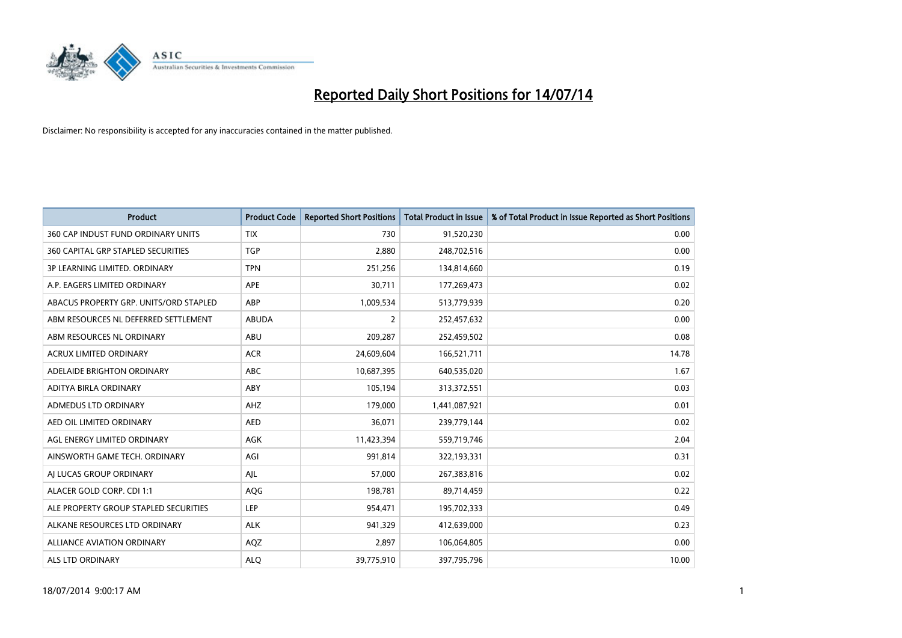# Reported Daily Short Positions for 14/07/14

Disclaimer: No responsibility is accepted for any inaccuracies contained in the matter published.

| Product | Product Code | Reported Short Positions | Total Product in Issue | % of Total Product in Issue Reported as Short Positions |
|---|---|---|---|---|
| 360 CAP INDUST FUND ORDINARY UNITS | TIX | 730 | 91,520,230 | 0.00 |
| 360 CAPITAL GRP STAPLED SECURITIES | TGP | 2,880 | 248,702,516 | 0.00 |
| 3P LEARNING LIMITED. ORDINARY | TPN | 251,256 | 134,814,660 | 0.19 |
| A.P. EAGERS LIMITED ORDINARY | APE | 30,711 | 177,269,473 | 0.02 |
| ABACUS PROPERTY GRP. UNITS/ORD STAPLED | ABP | 1,009,534 | 513,779,939 | 0.20 |
| ABM RESOURCES NL DEFERRED SETTLEMENT | ABUDA | 2 | 252,457,632 | 0.00 |
| ABM RESOURCES NL ORDINARY | ABU | 209,287 | 252,459,502 | 0.08 |
| ACRUX LIMITED ORDINARY | ACR | 24,609,604 | 166,521,711 | 14.78 |
| ADELAIDE BRIGHTON ORDINARY | ABC | 10,687,395 | 640,535,020 | 1.67 |
| ADITYA BIRLA ORDINARY | ABY | 105,194 | 313,372,551 | 0.03 |
| ADMEDUS LTD ORDINARY | AHZ | 179,000 | 1,441,087,921 | 0.01 |
| AED OIL LIMITED ORDINARY | AED | 36,071 | 239,779,144 | 0.02 |
| AGL ENERGY LIMITED ORDINARY | AGK | 11,423,394 | 559,719,746 | 2.04 |
| AINSWORTH GAME TECH. ORDINARY | AGI | 991,814 | 322,193,331 | 0.31 |
| AJ LUCAS GROUP ORDINARY | AJL | 57,000 | 267,383,816 | 0.02 |
| ALACER GOLD CORP. CDI 1:1 | AQG | 198,781 | 89,714,459 | 0.22 |
| ALE PROPERTY GROUP STAPLED SECURITIES | LEP | 954,471 | 195,702,333 | 0.49 |
| ALKANE RESOURCES LTD ORDINARY | ALK | 941,329 | 412,639,000 | 0.23 |
| ALLIANCE AVIATION ORDINARY | AQZ | 2,897 | 106,064,805 | 0.00 |
| ALS LTD ORDINARY | ALQ | 39,775,910 | 397,795,796 | 10.00 |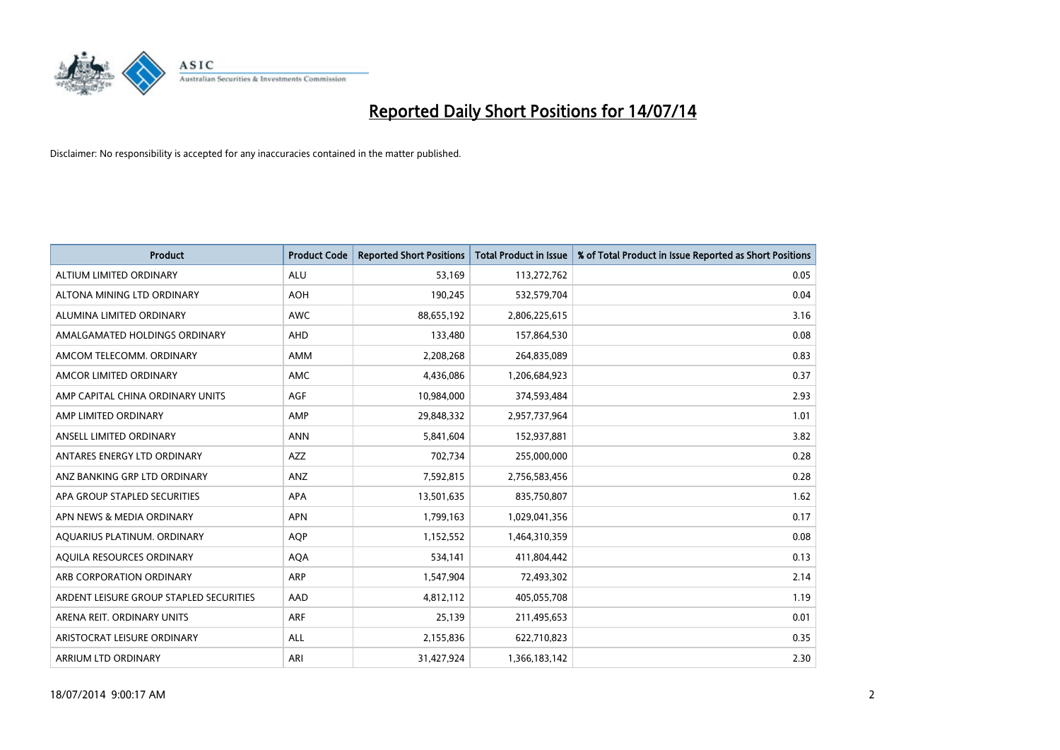# Reported Daily Short Positions for 14/07/14

Disclaimer: No responsibility is accepted for any inaccuracies contained in the matter published.

| Product | Product Code | Reported Short Positions | Total Product in Issue | % of Total Product in Issue Reported as Short Positions |
|---|---|---|---|---|
| ALTIUM LIMITED ORDINARY | ALU | 53,169 | 113,272,762 | 0.05 |
| ALTONA MINING LTD ORDINARY | AOH | 190,245 | 532,579,704 | 0.04 |
| ALUMINA LIMITED ORDINARY | AWC | 88,655,192 | 2,806,225,615 | 3.16 |
| AMALGAMATED HOLDINGS ORDINARY | AHD | 133,480 | 157,864,530 | 0.08 |
| AMCOM TELECOMM. ORDINARY | AMM | 2,208,268 | 264,835,089 | 0.83 |
| AMCOR LIMITED ORDINARY | AMC | 4,436,086 | 1,206,684,923 | 0.37 |
| AMP CAPITAL CHINA ORDINARY UNITS | AGF | 10,984,000 | 374,593,484 | 2.93 |
| AMP LIMITED ORDINARY | AMP | 29,848,332 | 2,957,737,964 | 1.01 |
| ANSELL LIMITED ORDINARY | ANN | 5,841,604 | 152,937,881 | 3.82 |
| ANTARES ENERGY LTD ORDINARY | AZZ | 702,734 | 255,000,000 | 0.28 |
| ANZ BANKING GRP LTD ORDINARY | ANZ | 7,592,815 | 2,756,583,456 | 0.28 |
| APA GROUP STAPLED SECURITIES | APA | 13,501,635 | 835,750,807 | 1.62 |
| APN NEWS & MEDIA ORDINARY | APN | 1,799,163 | 1,029,041,356 | 0.17 |
| AQUARIUS PLATINUM. ORDINARY | AQP | 1,152,552 | 1,464,310,359 | 0.08 |
| AQUILA RESOURCES ORDINARY | AQA | 534,141 | 411,804,442 | 0.13 |
| ARB CORPORATION ORDINARY | ARP | 1,547,904 | 72,493,302 | 2.14 |
| ARDENT LEISURE GROUP STAPLED SECURITIES | AAD | 4,812,112 | 405,055,708 | 1.19 |
| ARENA REIT. ORDINARY UNITS | ARF | 25,139 | 211,495,653 | 0.01 |
| ARISTOCRAT LEISURE ORDINARY | ALL | 2,155,836 | 622,710,823 | 0.35 |
| ARRIUM LTD ORDINARY | ARI | 31,427,924 | 1,366,183,142 | 2.30 |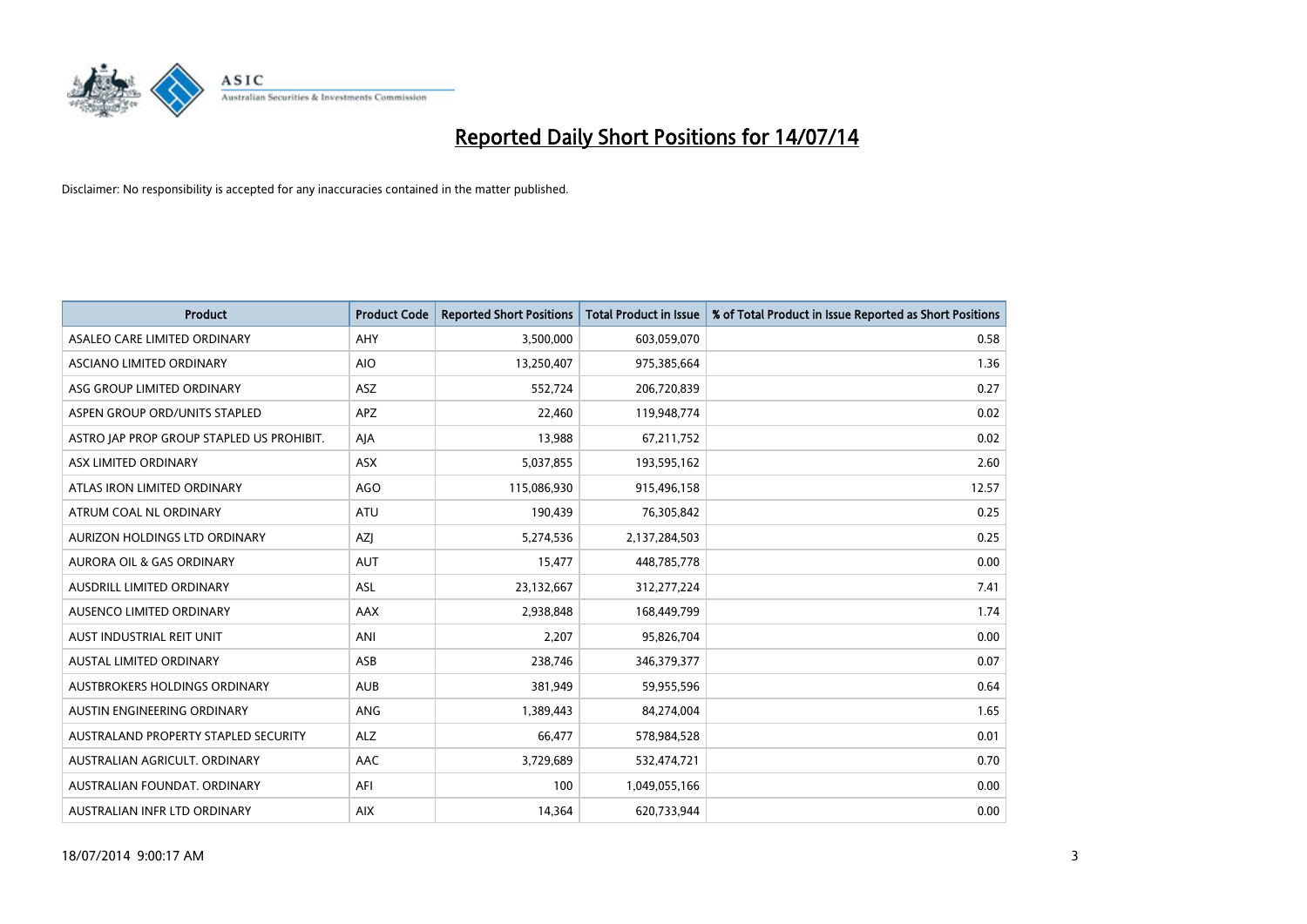# Reported Daily Short Positions for 14/07/14

Disclaimer: No responsibility is accepted for any inaccuracies contained in the matter published.

| Product | Product Code | Reported Short Positions | Total Product in Issue | % of Total Product in Issue Reported as Short Positions |
|---|---|---|---|---|
| ASALEO CARE LIMITED ORDINARY | AHY | 3,500,000 | 603,059,070 | 0.58 |
| ASCIANO LIMITED ORDINARY | AIO | 13,250,407 | 975,385,664 | 1.36 |
| ASG GROUP LIMITED ORDINARY | ASZ | 552,724 | 206,720,839 | 0.27 |
| ASPEN GROUP ORD/UNITS STAPLED | APZ | 22,460 | 119,948,774 | 0.02 |
| ASTRO JAP PROP GROUP STAPLED US PROHIBIT. | AJA | 13,988 | 67,211,752 | 0.02 |
| ASX LIMITED ORDINARY | ASX | 5,037,855 | 193,595,162 | 2.60 |
| ATLAS IRON LIMITED ORDINARY | AGO | 115,086,930 | 915,496,158 | 12.57 |
| ATRUM COAL NL ORDINARY | ATU | 190,439 | 76,305,842 | 0.25 |
| AURIZON HOLDINGS LTD ORDINARY | AZJ | 5,274,536 | 2,137,284,503 | 0.25 |
| AURORA OIL & GAS ORDINARY | AUT | 15,477 | 448,785,778 | 0.00 |
| AUSDRILL LIMITED ORDINARY | ASL | 23,132,667 | 312,277,224 | 7.41 |
| AUSENCO LIMITED ORDINARY | AAX | 2,938,848 | 168,449,799 | 1.74 |
| AUST INDUSTRIAL REIT UNIT | ANI | 2,207 | 95,826,704 | 0.00 |
| AUSTAL LIMITED ORDINARY | ASB | 238,746 | 346,379,377 | 0.07 |
| AUSTBROKERS HOLDINGS ORDINARY | AUB | 381,949 | 59,955,596 | 0.64 |
| AUSTIN ENGINEERING ORDINARY | ANG | 1,389,443 | 84,274,004 | 1.65 |
| AUSTRALAND PROPERTY STAPLED SECURITY | ALZ | 66,477 | 578,984,528 | 0.01 |
| AUSTRALIAN AGRICULT. ORDINARY | AAC | 3,729,689 | 532,474,721 | 0.70 |
| AUSTRALIAN FOUNDAT. ORDINARY | AFI | 100 | 1,049,055,166 | 0.00 |
| AUSTRALIAN INFR LTD ORDINARY | AIX | 14,364 | 620,733,944 | 0.00 |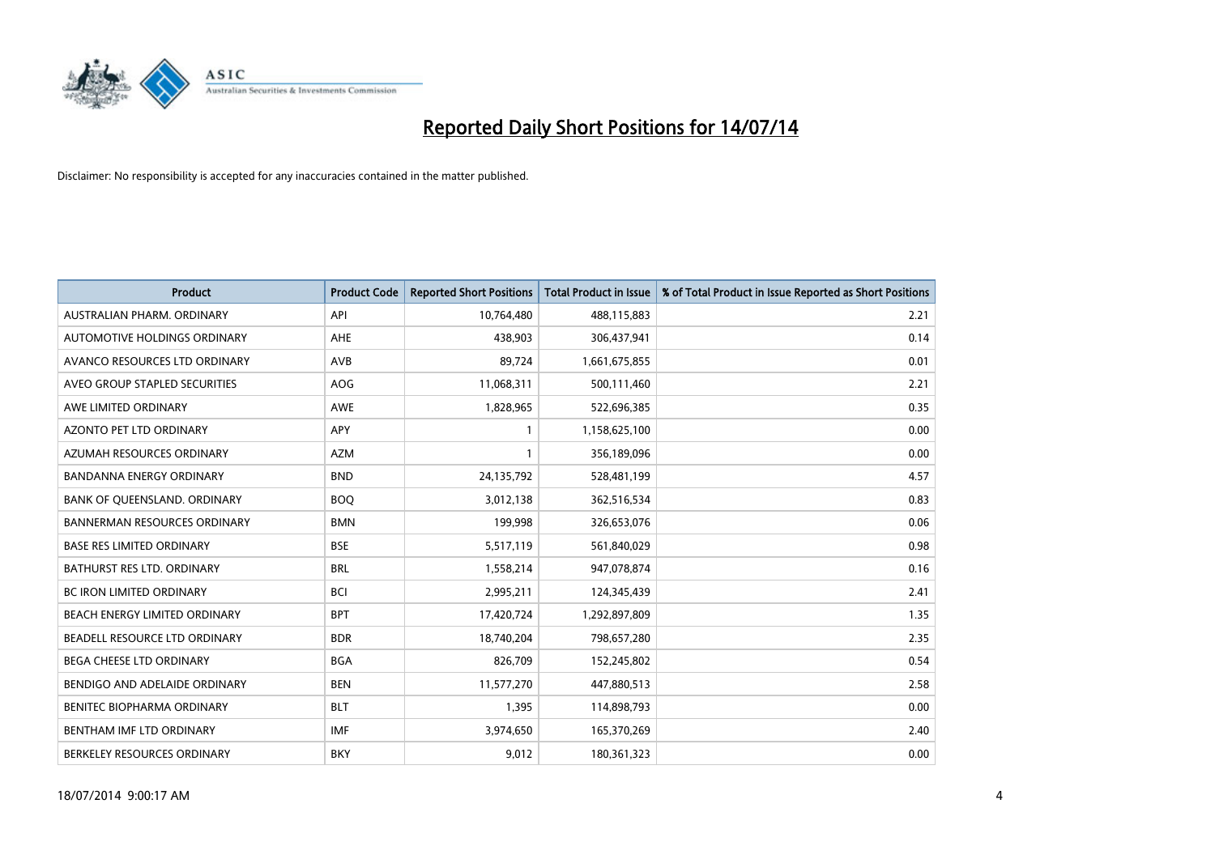# Reported Daily Short Positions for 14/07/14

Disclaimer: No responsibility is accepted for any inaccuracies contained in the matter published.

| Product | Product Code | Reported Short Positions | Total Product in Issue | % of Total Product in Issue Reported as Short Positions |
|---|---|---|---|---|
| AUSTRALIAN PHARM. ORDINARY | API | 10,764,480 | 488,115,883 | 2.21 |
| AUTOMOTIVE HOLDINGS ORDINARY | AHE | 438,903 | 306,437,941 | 0.14 |
| AVANCO RESOURCES LTD ORDINARY | AVB | 89,724 | 1,661,675,855 | 0.01 |
| AVEO GROUP STAPLED SECURITIES | AOG | 11,068,311 | 500,111,460 | 2.21 |
| AWE LIMITED ORDINARY | AWE | 1,828,965 | 522,696,385 | 0.35 |
| AZONTO PET LTD ORDINARY | APY | 1 | 1,158,625,100 | 0.00 |
| AZUMAH RESOURCES ORDINARY | AZM | 1 | 356,189,096 | 0.00 |
| BANDANNA ENERGY ORDINARY | BND | 24,135,792 | 528,481,199 | 4.57 |
| BANK OF QUEENSLAND. ORDINARY | BOQ | 3,012,138 | 362,516,534 | 0.83 |
| BANNERMAN RESOURCES ORDINARY | BMN | 199,998 | 326,653,076 | 0.06 |
| BASE RES LIMITED ORDINARY | BSE | 5,517,119 | 561,840,029 | 0.98 |
| BATHURST RES LTD. ORDINARY | BRL | 1,558,214 | 947,078,874 | 0.16 |
| BC IRON LIMITED ORDINARY | BCI | 2,995,211 | 124,345,439 | 2.41 |
| BEACH ENERGY LIMITED ORDINARY | BPT | 17,420,724 | 1,292,897,809 | 1.35 |
| BEADELL RESOURCE LTD ORDINARY | BDR | 18,740,204 | 798,657,280 | 2.35 |
| BEGA CHEESE LTD ORDINARY | BGA | 826,709 | 152,245,802 | 0.54 |
| BENDIGO AND ADELAIDE ORDINARY | BEN | 11,577,270 | 447,880,513 | 2.58 |
| BENITEC BIOPHARMA ORDINARY | BLT | 1,395 | 114,898,793 | 0.00 |
| BENTHAM IMF LTD ORDINARY | IMF | 3,974,650 | 165,370,269 | 2.40 |
| BERKELEY RESOURCES ORDINARY | BKY | 9,012 | 180,361,323 | 0.00 |

18/07/2014 9:00:17 AM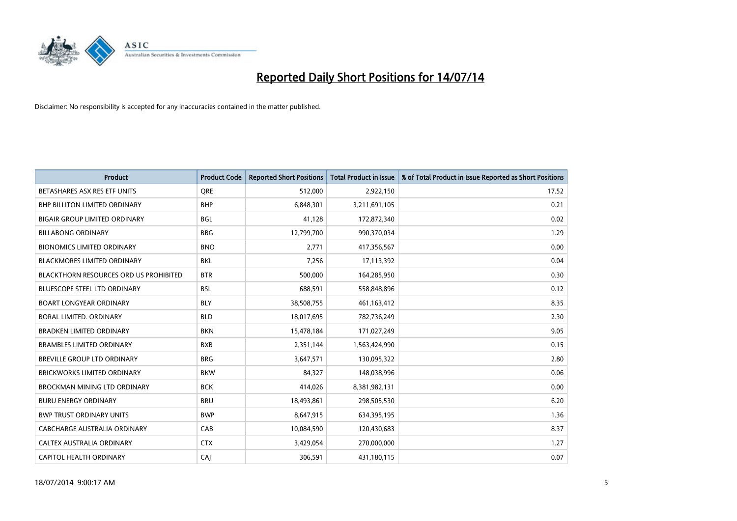# Reported Daily Short Positions for 14/07/14

Disclaimer: No responsibility is accepted for any inaccuracies contained in the matter published.

| Product | Product Code | Reported Short Positions | Total Product in Issue | % of Total Product in Issue Reported as Short Positions |
|---|---|---|---|---|
| BETASHARES ASX RES ETF UNITS | QRE | 512,000 | 2,922,150 | 17.52 |
| BHP BILLITON LIMITED ORDINARY | BHP | 6,848,301 | 3,211,691,105 | 0.21 |
| BIGAIR GROUP LIMITED ORDINARY | BGL | 41,128 | 172,872,340 | 0.02 |
| BILLABONG ORDINARY | BBG | 12,799,700 | 990,370,034 | 1.29 |
| BIONOMICS LIMITED ORDINARY | BNO | 2,771 | 417,356,567 | 0.00 |
| BLACKMORES LIMITED ORDINARY | BKL | 7,256 | 17,113,392 | 0.04 |
| BLACKTHORN RESOURCES ORD US PROHIBITED | BTR | 500,000 | 164,285,950 | 0.30 |
| BLUESCOPE STEEL LTD ORDINARY | BSL | 688,591 | 558,848,896 | 0.12 |
| BOART LONGYEAR ORDINARY | BLY | 38,508,755 | 461,163,412 | 8.35 |
| BORAL LIMITED. ORDINARY | BLD | 18,017,695 | 782,736,249 | 2.30 |
| BRADKEN LIMITED ORDINARY | BKN | 15,478,184 | 171,027,249 | 9.05 |
| BRAMBLES LIMITED ORDINARY | BXB | 2,351,144 | 1,563,424,990 | 0.15 |
| BREVILLE GROUP LTD ORDINARY | BRG | 3,647,571 | 130,095,322 | 2.80 |
| BRICKWORKS LIMITED ORDINARY | BKW | 84,327 | 148,038,996 | 0.06 |
| BROCKMAN MINING LTD ORDINARY | BCK | 414,026 | 8,381,982,131 | 0.00 |
| BURU ENERGY ORDINARY | BRU | 18,493,861 | 298,505,530 | 6.20 |
| BWP TRUST ORDINARY UNITS | BWP | 8,647,915 | 634,395,195 | 1.36 |
| CABCHARGE AUSTRALIA ORDINARY | CAB | 10,084,590 | 120,430,683 | 8.37 |
| CALTEX AUSTRALIA ORDINARY | CTX | 3,429,054 | 270,000,000 | 1.27 |
| CAPITOL HEALTH ORDINARY | CAJ | 306,591 | 431,180,115 | 0.07 |

18/07/2014 9:00:17 AM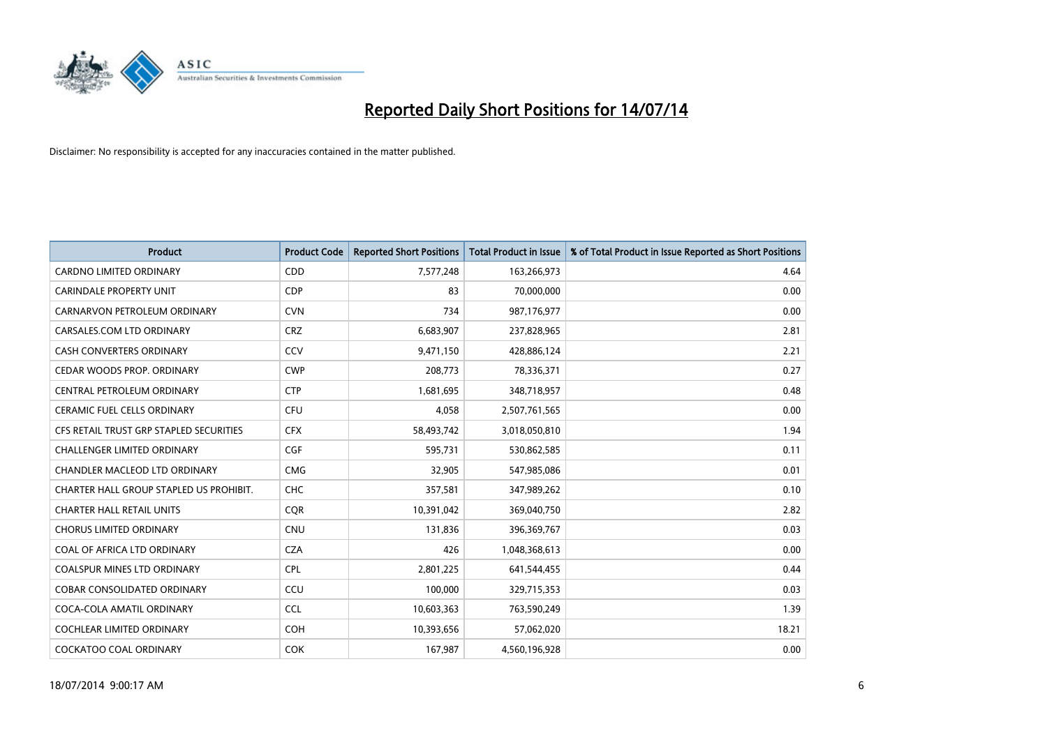# Reported Daily Short Positions for 14/07/14

Disclaimer: No responsibility is accepted for any inaccuracies contained in the matter published.

| Product | Product Code | Reported Short Positions | Total Product in Issue | % of Total Product in Issue Reported as Short Positions |
|---|---|---|---|---|
| CARDNO LIMITED ORDINARY | CDD | 7,577,248 | 163,266,973 | 4.64 |
| CARINDALE PROPERTY UNIT | CDP | 83 | 70,000,000 | 0.00 |
| CARNARVON PETROLEUM ORDINARY | CVN | 734 | 987,176,977 | 0.00 |
| CARSALES.COM LTD ORDINARY | CRZ | 6,683,907 | 237,828,965 | 2.81 |
| CASH CONVERTERS ORDINARY | CCV | 9,471,150 | 428,886,124 | 2.21 |
| CEDAR WOODS PROP. ORDINARY | CWP | 208,773 | 78,336,371 | 0.27 |
| CENTRAL PETROLEUM ORDINARY | CTP | 1,681,695 | 348,718,957 | 0.48 |
| CERAMIC FUEL CELLS ORDINARY | CFU | 4,058 | 2,507,761,565 | 0.00 |
| CFS RETAIL TRUST GRP STAPLED SECURITIES | CFX | 58,493,742 | 3,018,050,810 | 1.94 |
| CHALLENGER LIMITED ORDINARY | CGF | 595,731 | 530,862,585 | 0.11 |
| CHANDLER MACLEOD LTD ORDINARY | CMG | 32,905 | 547,985,086 | 0.01 |
| CHARTER HALL GROUP STAPLED US PROHIBIT. | CHC | 357,581 | 347,989,262 | 0.10 |
| CHARTER HALL RETAIL UNITS | CQR | 10,391,042 | 369,040,750 | 2.82 |
| CHORUS LIMITED ORDINARY | CNU | 131,836 | 396,369,767 | 0.03 |
| COAL OF AFRICA LTD ORDINARY | CZA | 426 | 1,048,368,613 | 0.00 |
| COALSPUR MINES LTD ORDINARY | CPL | 2,801,225 | 641,544,455 | 0.44 |
| COBAR CONSOLIDATED ORDINARY | CCU | 100,000 | 329,715,353 | 0.03 |
| COCA-COLA AMATIL ORDINARY | CCL | 10,603,363 | 763,590,249 | 1.39 |
| COCHLEAR LIMITED ORDINARY | COH | 10,393,656 | 57,062,020 | 18.21 |
| COCKATOO COAL ORDINARY | COK | 167,987 | 4,560,196,928 | 0.00 |

18/07/2014 9:00:17 AM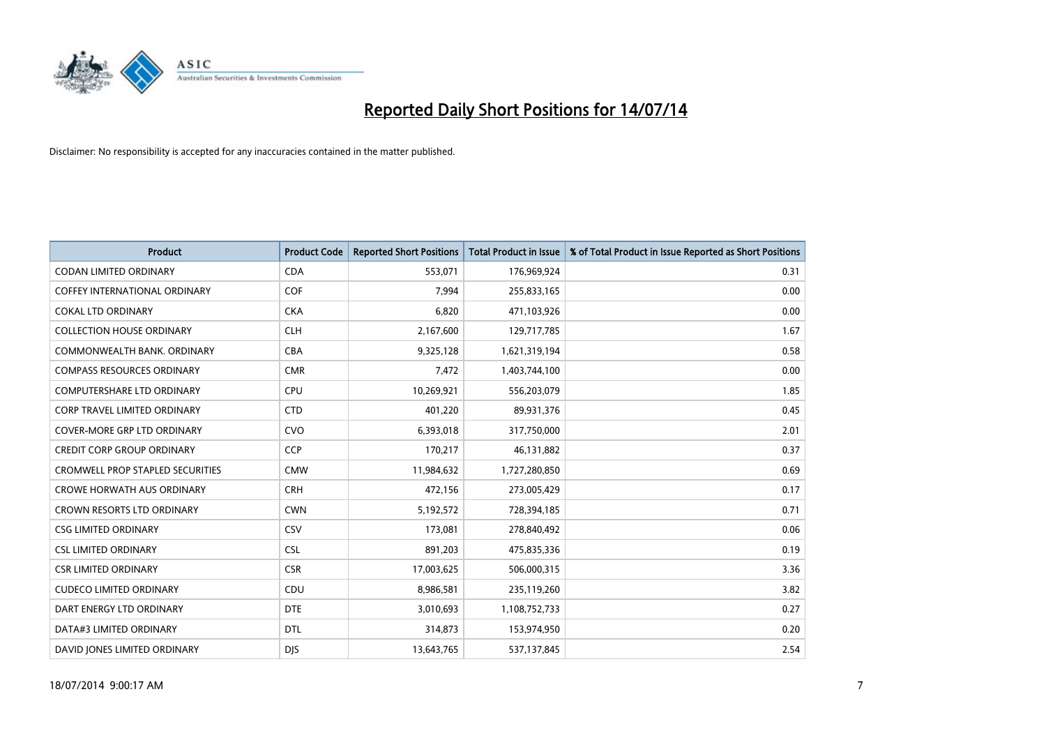# Reported Daily Short Positions for 14/07/14

Disclaimer: No responsibility is accepted for any inaccuracies contained in the matter published.

| Product | Product Code | Reported Short Positions | Total Product in Issue | % of Total Product in Issue Reported as Short Positions |
|---|---|---|---|---|
| CODAN LIMITED ORDINARY | CDA | 553,071 | 176,969,924 | 0.31 |
| COFFEY INTERNATIONAL ORDINARY | COF | 7,994 | 255,833,165 | 0.00 |
| COKAL LTD ORDINARY | CKA | 6,820 | 471,103,926 | 0.00 |
| COLLECTION HOUSE ORDINARY | CLH | 2,167,600 | 129,717,785 | 1.67 |
| COMMONWEALTH BANK. ORDINARY | CBA | 9,325,128 | 1,621,319,194 | 0.58 |
| COMPASS RESOURCES ORDINARY | CMR | 7,472 | 1,403,744,100 | 0.00 |
| COMPUTERSHARE LTD ORDINARY | CPU | 10,269,921 | 556,203,079 | 1.85 |
| CORP TRAVEL LIMITED ORDINARY | CTD | 401,220 | 89,931,376 | 0.45 |
| COVER-MORE GRP LTD ORDINARY | CVO | 6,393,018 | 317,750,000 | 2.01 |
| CREDIT CORP GROUP ORDINARY | CCP | 170,217 | 46,131,882 | 0.37 |
| CROMWELL PROP STAPLED SECURITIES | CMW | 11,984,632 | 1,727,280,850 | 0.69 |
| CROWE HORWATH AUS ORDINARY | CRH | 472,156 | 273,005,429 | 0.17 |
| CROWN RESORTS LTD ORDINARY | CWN | 5,192,572 | 728,394,185 | 0.71 |
| CSG LIMITED ORDINARY | CSV | 173,081 | 278,840,492 | 0.06 |
| CSL LIMITED ORDINARY | CSL | 891,203 | 475,835,336 | 0.19 |
| CSR LIMITED ORDINARY | CSR | 17,003,625 | 506,000,315 | 3.36 |
| CUDECO LIMITED ORDINARY | CDU | 8,986,581 | 235,119,260 | 3.82 |
| DART ENERGY LTD ORDINARY | DTE | 3,010,693 | 1,108,752,733 | 0.27 |
| DATA#3 LIMITED ORDINARY | DTL | 314,873 | 153,974,950 | 0.20 |
| DAVID JONES LIMITED ORDINARY | DJS | 13,643,765 | 537,137,845 | 2.54 |

18/07/2014 9:00:17 AM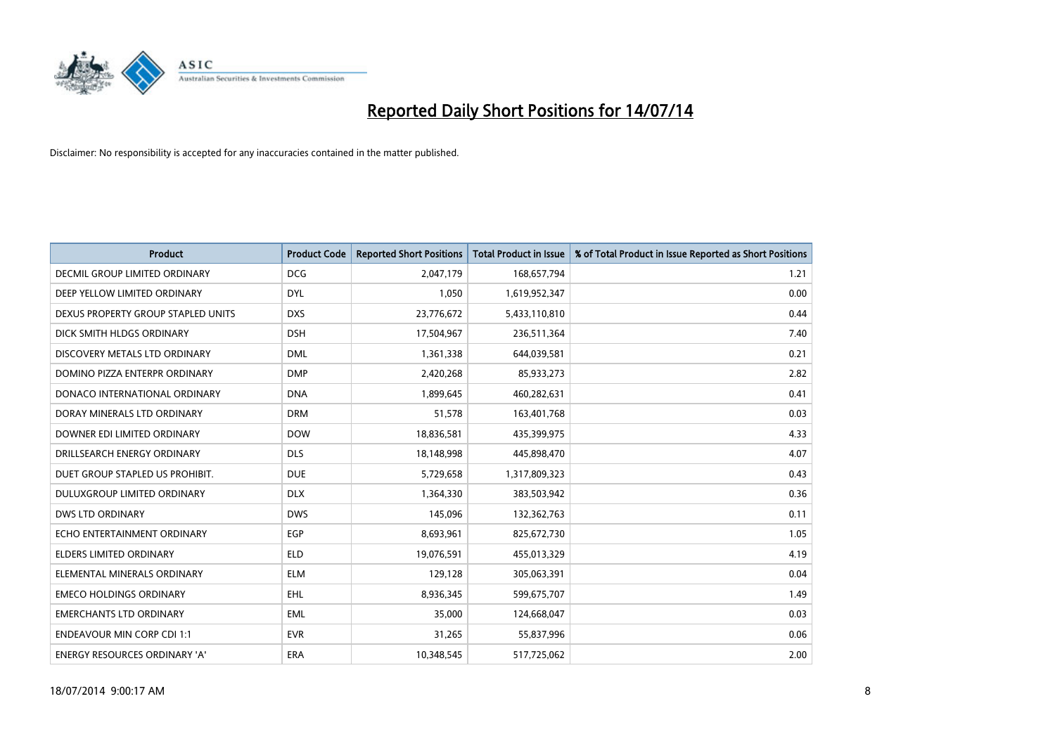# Reported Daily Short Positions for 14/07/14

Disclaimer: No responsibility is accepted for any inaccuracies contained in the matter published.

| Product | Product Code | Reported Short Positions | Total Product in Issue | % of Total Product in Issue Reported as Short Positions |
|---|---|---|---|---|
| DECMIL GROUP LIMITED ORDINARY | DCG | 2,047,179 | 168,657,794 | 1.21 |
| DEEP YELLOW LIMITED ORDINARY | DYL | 1,050 | 1,619,952,347 | 0.00 |
| DEXUS PROPERTY GROUP STAPLED UNITS | DXS | 23,776,672 | 5,433,110,810 | 0.44 |
| DICK SMITH HLDGS ORDINARY | DSH | 17,504,967 | 236,511,364 | 7.40 |
| DISCOVERY METALS LTD ORDINARY | DML | 1,361,338 | 644,039,581 | 0.21 |
| DOMINO PIZZA ENTERPR ORDINARY | DMP | 2,420,268 | 85,933,273 | 2.82 |
| DONACO INTERNATIONAL ORDINARY | DNA | 1,899,645 | 460,282,631 | 0.41 |
| DORAY MINERALS LTD ORDINARY | DRM | 51,578 | 163,401,768 | 0.03 |
| DOWNER EDI LIMITED ORDINARY | DOW | 18,836,581 | 435,399,975 | 4.33 |
| DRILLSEARCH ENERGY ORDINARY | DLS | 18,148,998 | 445,898,470 | 4.07 |
| DUET GROUP STAPLED US PROHIBIT. | DUE | 5,729,658 | 1,317,809,323 | 0.43 |
| DULUXGROUP LIMITED ORDINARY | DLX | 1,364,330 | 383,503,942 | 0.36 |
| DWS LTD ORDINARY | DWS | 145,096 | 132,362,763 | 0.11 |
| ECHO ENTERTAINMENT ORDINARY | EGP | 8,693,961 | 825,672,730 | 1.05 |
| ELDERS LIMITED ORDINARY | ELD | 19,076,591 | 455,013,329 | 4.19 |
| ELEMENTAL MINERALS ORDINARY | ELM | 129,128 | 305,063,391 | 0.04 |
| EMECO HOLDINGS ORDINARY | EHL | 8,936,345 | 599,675,707 | 1.49 |
| EMERCHANTS LTD ORDINARY | EML | 35,000 | 124,668,047 | 0.03 |
| ENDEAVOUR MIN CORP CDI 1:1 | EVR | 31,265 | 55,837,996 | 0.06 |
| ENERGY RESOURCES ORDINARY 'A' | ERA | 10,348,545 | 517,725,062 | 2.00 |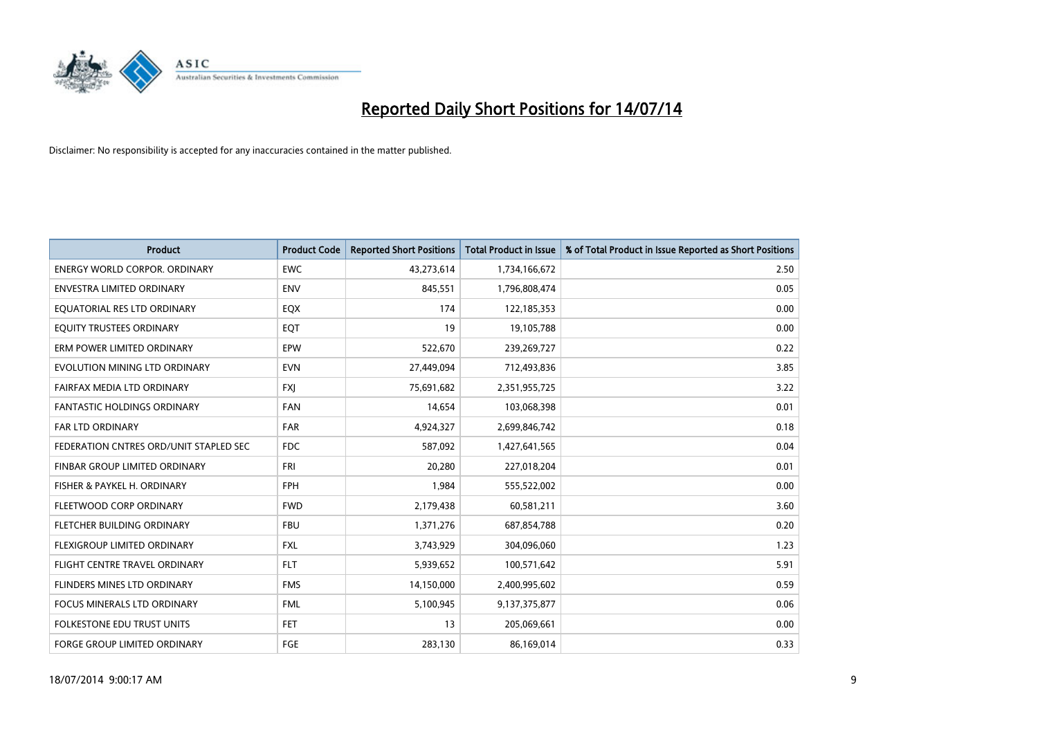# Reported Daily Short Positions for 14/07/14

Disclaimer: No responsibility is accepted for any inaccuracies contained in the matter published.

| Product | Product Code | Reported Short Positions | Total Product in Issue | % of Total Product in Issue Reported as Short Positions |
| --- | --- | --- | --- | --- |
| ENERGY WORLD CORPOR. ORDINARY | EWC | 43,273,614 | 1,734,166,672 | 2.50 |
| ENVESTRA LIMITED ORDINARY | ENV | 845,551 | 1,796,808,474 | 0.05 |
| EQUATORIAL RES LTD ORDINARY | EQX | 174 | 122,185,353 | 0.00 |
| EQUITY TRUSTEES ORDINARY | EQT | 19 | 19,105,788 | 0.00 |
| ERM POWER LIMITED ORDINARY | EPW | 522,670 | 239,269,727 | 0.22 |
| EVOLUTION MINING LTD ORDINARY | EVN | 27,449,094 | 712,493,836 | 3.85 |
| FAIRFAX MEDIA LTD ORDINARY | FXJ | 75,691,682 | 2,351,955,725 | 3.22 |
| FANTASTIC HOLDINGS ORDINARY | FAN | 14,654 | 103,068,398 | 0.01 |
| FAR LTD ORDINARY | FAR | 4,924,327 | 2,699,846,742 | 0.18 |
| FEDERATION CNTRES ORD/UNIT STAPLED SEC | FDC | 587,092 | 1,427,641,565 | 0.04 |
| FINBAR GROUP LIMITED ORDINARY | FRI | 20,280 | 227,018,204 | 0.01 |
| FISHER & PAYKEL H. ORDINARY | FPH | 1,984 | 555,522,002 | 0.00 |
| FLEETWOOD CORP ORDINARY | FWD | 2,179,438 | 60,581,211 | 3.60 |
| FLETCHER BUILDING ORDINARY | FBU | 1,371,276 | 687,854,788 | 0.20 |
| FLEXIGROUP LIMITED ORDINARY | FXL | 3,743,929 | 304,096,060 | 1.23 |
| FLIGHT CENTRE TRAVEL ORDINARY | FLT | 5,939,652 | 100,571,642 | 5.91 |
| FLINDERS MINES LTD ORDINARY | FMS | 14,150,000 | 2,400,995,602 | 0.59 |
| FOCUS MINERALS LTD ORDINARY | FML | 5,100,945 | 9,137,375,877 | 0.06 |
| FOLKESTONE EDU TRUST UNITS | FET | 13 | 205,069,661 | 0.00 |
| FORGE GROUP LIMITED ORDINARY | FGE | 283,130 | 86,169,014 | 0.33 |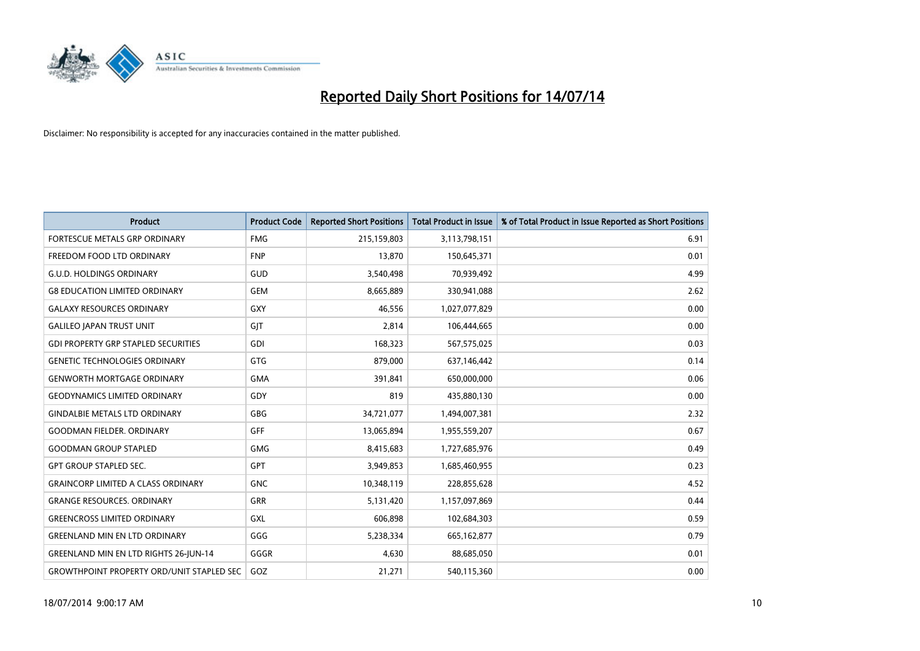# Reported Daily Short Positions for 14/07/14

Disclaimer: No responsibility is accepted for any inaccuracies contained in the matter published.

| Product | Product Code | Reported Short Positions | Total Product in Issue | % of Total Product in Issue Reported as Short Positions |
|---|---|---|---|---|
| FORTESCUE METALS GRP ORDINARY | FMG | 215,159,803 | 3,113,798,151 | 6.91 |
| FREEDOM FOOD LTD ORDINARY | FNP | 13,870 | 150,645,371 | 0.01 |
| G.U.D. HOLDINGS ORDINARY | GUD | 3,540,498 | 70,939,492 | 4.99 |
| G8 EDUCATION LIMITED ORDINARY | GEM | 8,665,889 | 330,941,088 | 2.62 |
| GALAXY RESOURCES ORDINARY | GXY | 46,556 | 1,027,077,829 | 0.00 |
| GALILEO JAPAN TRUST UNIT | GJT | 2,814 | 106,444,665 | 0.00 |
| GDI PROPERTY GRP STAPLED SECURITIES | GDI | 168,323 | 567,575,025 | 0.03 |
| GENETIC TECHNOLOGIES ORDINARY | GTG | 879,000 | 637,146,442 | 0.14 |
| GENWORTH MORTGAGE ORDINARY | GMA | 391,841 | 650,000,000 | 0.06 |
| GEODYNAMICS LIMITED ORDINARY | GDY | 819 | 435,880,130 | 0.00 |
| GINDALBIE METALS LTD ORDINARY | GBG | 34,721,077 | 1,494,007,381 | 2.32 |
| GOODMAN FIELDER. ORDINARY | GFF | 13,065,894 | 1,955,559,207 | 0.67 |
| GOODMAN GROUP STAPLED | GMG | 8,415,683 | 1,727,685,976 | 0.49 |
| GPT GROUP STAPLED SEC. | GPT | 3,949,853 | 1,685,460,955 | 0.23 |
| GRAINCORP LIMITED A CLASS ORDINARY | GNC | 10,348,119 | 228,855,628 | 4.52 |
| GRANGE RESOURCES. ORDINARY | GRR | 5,131,420 | 1,157,097,869 | 0.44 |
| GREENCROSS LIMITED ORDINARY | GXL | 606,898 | 102,684,303 | 0.59 |
| GREENLAND MIN EN LTD ORDINARY | GGG | 5,238,334 | 665,162,877 | 0.79 |
| GREENLAND MIN EN LTD RIGHTS 26-JUN-14 | GGGR | 4,630 | 88,685,050 | 0.01 |
| GROWTHPOINT PROPERTY ORD/UNIT STAPLED SEC | GOZ | 21,271 | 540,115,360 | 0.00 |

18/07/2014 9:00:17 AM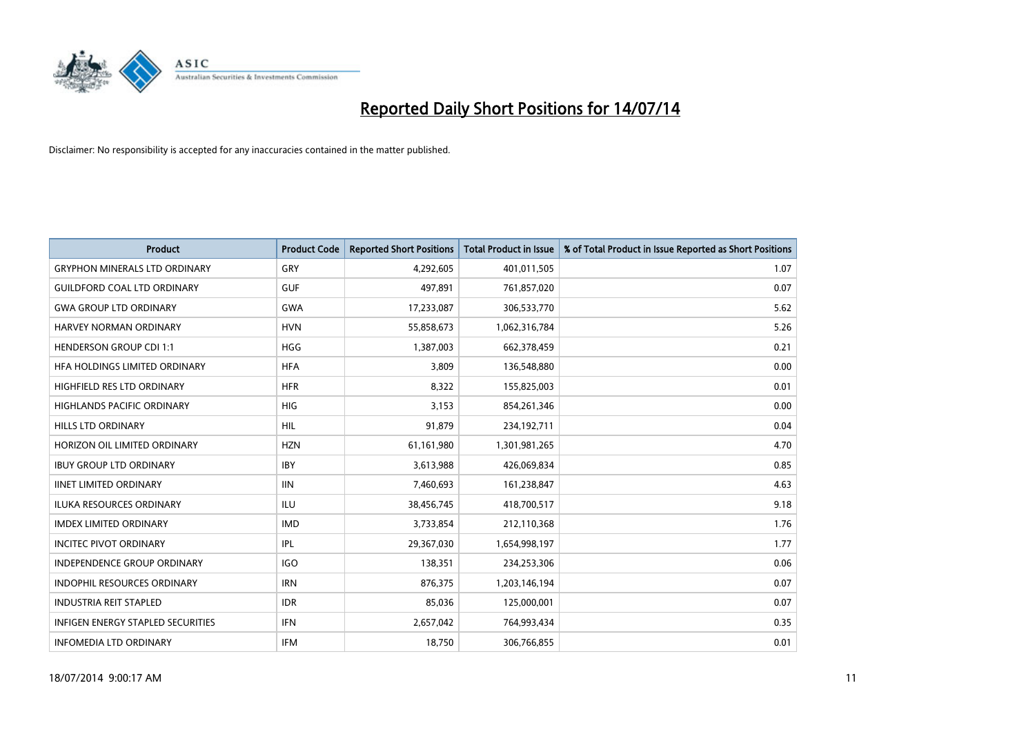# Reported Daily Short Positions for 14/07/14

Disclaimer: No responsibility is accepted for any inaccuracies contained in the matter published.

| Product | Product Code | Reported Short Positions | Total Product in Issue | % of Total Product in Issue Reported as Short Positions |
|---|---|---|---|---|
| GRYPHON MINERALS LTD ORDINARY | GRY | 4,292,605 | 401,011,505 | 1.07 |
| GUILDFORD COAL LTD ORDINARY | GUF | 497,891 | 761,857,020 | 0.07 |
| GWA GROUP LTD ORDINARY | GWA | 17,233,087 | 306,533,770 | 5.62 |
| HARVEY NORMAN ORDINARY | HVN | 55,858,673 | 1,062,316,784 | 5.26 |
| HENDERSON GROUP CDI 1:1 | HGG | 1,387,003 | 662,378,459 | 0.21 |
| HFA HOLDINGS LIMITED ORDINARY | HFA | 3,809 | 136,548,880 | 0.00 |
| HIGHFIELD RES LTD ORDINARY | HFR | 8,322 | 155,825,003 | 0.01 |
| HIGHLANDS PACIFIC ORDINARY | HIG | 3,153 | 854,261,346 | 0.00 |
| HILLS LTD ORDINARY | HIL | 91,879 | 234,192,711 | 0.04 |
| HORIZON OIL LIMITED ORDINARY | HZN | 61,161,980 | 1,301,981,265 | 4.70 |
| IBUY GROUP LTD ORDINARY | IBY | 3,613,988 | 426,069,834 | 0.85 |
| IINET LIMITED ORDINARY | IIN | 7,460,693 | 161,238,847 | 4.63 |
| ILUKA RESOURCES ORDINARY | ILU | 38,456,745 | 418,700,517 | 9.18 |
| IMDEX LIMITED ORDINARY | IMD | 3,733,854 | 212,110,368 | 1.76 |
| INCITEC PIVOT ORDINARY | IPL | 29,367,030 | 1,654,998,197 | 1.77 |
| INDEPENDENCE GROUP ORDINARY | IGO | 138,351 | 234,253,306 | 0.06 |
| INDOPHIL RESOURCES ORDINARY | IRN | 876,375 | 1,203,146,194 | 0.07 |
| INDUSTRIA REIT STAPLED | IDR | 85,036 | 125,000,001 | 0.07 |
| INFIGEN ENERGY STAPLED SECURITIES | IFN | 2,657,042 | 764,993,434 | 0.35 |
| INFOMEDIA LTD ORDINARY | IFM | 18,750 | 306,766,855 | 0.01 |

18/07/2014 9:00:17 AM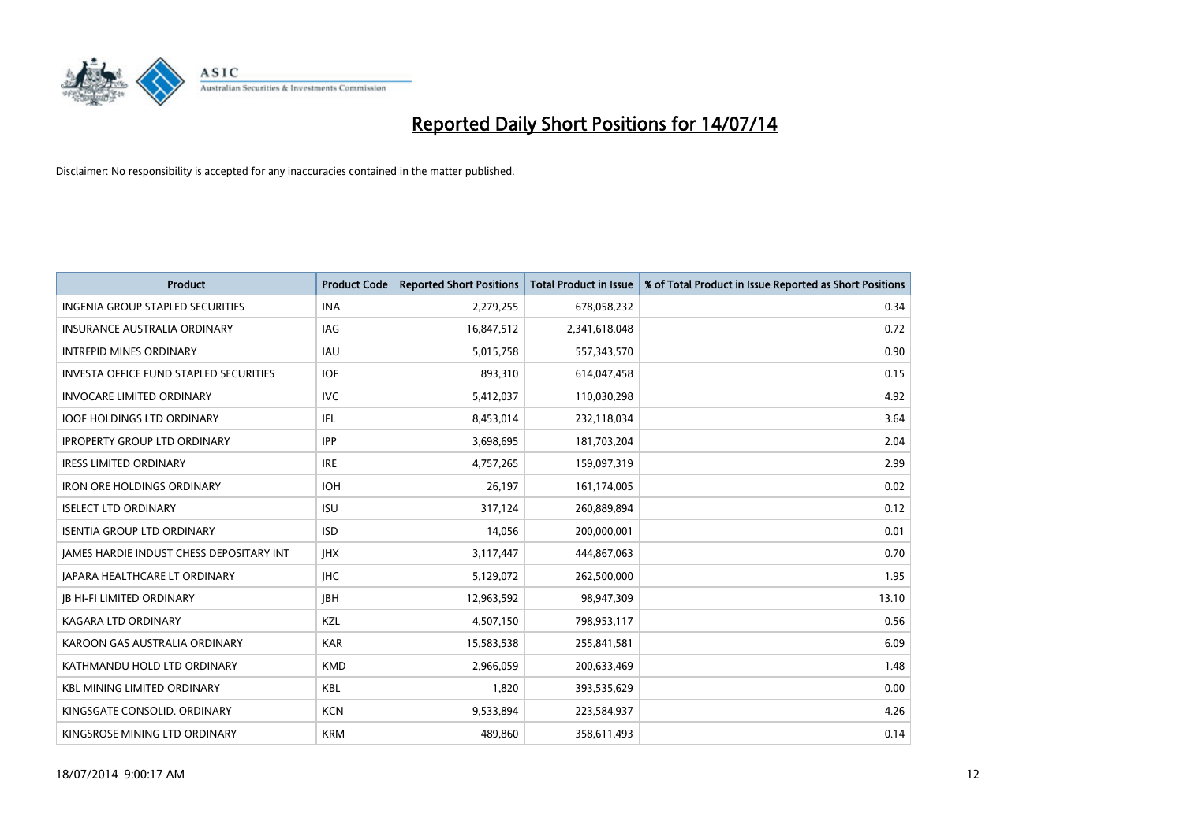# Reported Daily Short Positions for 14/07/14

Disclaimer: No responsibility is accepted for any inaccuracies contained in the matter published.

| Product | Product Code | Reported Short Positions | Total Product in Issue | % of Total Product in Issue Reported as Short Positions |
|---|---|---|---|---|
| INGENIA GROUP STAPLED SECURITIES | INA | 2,279,255 | 678,058,232 | 0.34 |
| INSURANCE AUSTRALIA ORDINARY | IAG | 16,847,512 | 2,341,618,048 | 0.72 |
| INTREPID MINES ORDINARY | IAU | 5,015,758 | 557,343,570 | 0.90 |
| INVESTA OFFICE FUND STAPLED SECURITIES | IOF | 893,310 | 614,047,458 | 0.15 |
| INVOCARE LIMITED ORDINARY | IVC | 5,412,037 | 110,030,298 | 4.92 |
| IOOF HOLDINGS LTD ORDINARY | IFL | 8,453,014 | 232,118,034 | 3.64 |
| IPROPERTY GROUP LTD ORDINARY | IPP | 3,698,695 | 181,703,204 | 2.04 |
| IRESS LIMITED ORDINARY | IRE | 4,757,265 | 159,097,319 | 2.99 |
| IRON ORE HOLDINGS ORDINARY | IOH | 26,197 | 161,174,005 | 0.02 |
| ISELECT LTD ORDINARY | ISU | 317,124 | 260,889,894 | 0.12 |
| ISENTIA GROUP LTD ORDINARY | ISD | 14,056 | 200,000,001 | 0.01 |
| JAMES HARDIE INDUST CHESS DEPOSITARY INT | JHX | 3,117,447 | 444,867,063 | 0.70 |
| JAPARA HEALTHCARE LT ORDINARY | JHC | 5,129,072 | 262,500,000 | 1.95 |
| JB HI-FI LIMITED ORDINARY | JBH | 12,963,592 | 98,947,309 | 13.10 |
| KAGARA LTD ORDINARY | KZL | 4,507,150 | 798,953,117 | 0.56 |
| KAROON GAS AUSTRALIA ORDINARY | KAR | 15,583,538 | 255,841,581 | 6.09 |
| KATHMANDU HOLD LTD ORDINARY | KMD | 2,966,059 | 200,633,469 | 1.48 |
| KBL MINING LIMITED ORDINARY | KBL | 1,820 | 393,535,629 | 0.00 |
| KINGSGATE CONSOLID. ORDINARY | KCN | 9,533,894 | 223,584,937 | 4.26 |
| KINGSROSE MINING LTD ORDINARY | KRM | 489,860 | 358,611,493 | 0.14 |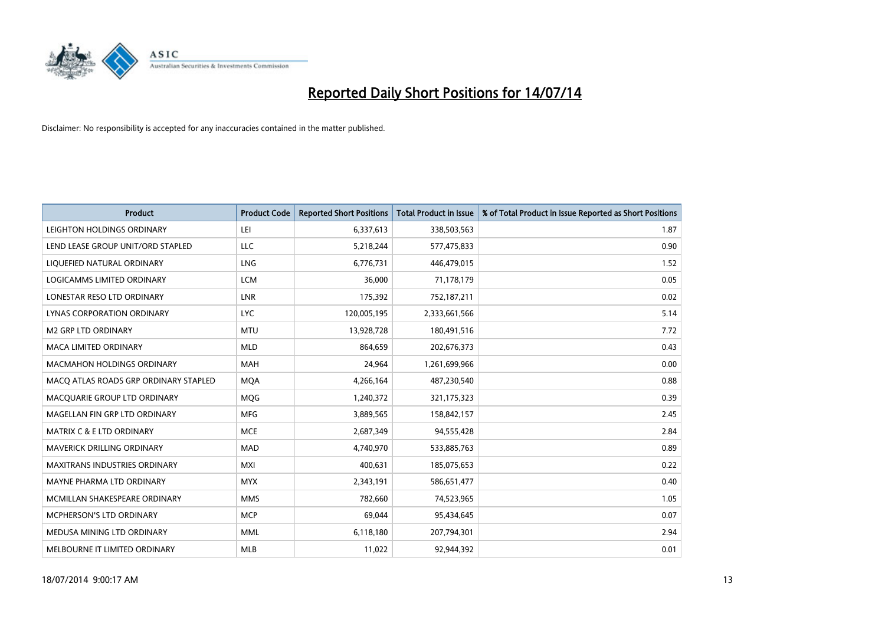# Reported Daily Short Positions for 14/07/14

Disclaimer: No responsibility is accepted for any inaccuracies contained in the matter published.

| Product | Product Code | Reported Short Positions | Total Product in Issue | % of Total Product in Issue Reported as Short Positions |
|---|---|---|---|---|
| LEIGHTON HOLDINGS ORDINARY | LEI | 6,337,613 | 338,503,563 | 1.87 |
| LEND LEASE GROUP UNIT/ORD STAPLED | LLC | 5,218,244 | 577,475,833 | 0.90 |
| LIQUEFIED NATURAL ORDINARY | LNG | 6,776,731 | 446,479,015 | 1.52 |
| LOGICAMMS LIMITED ORDINARY | LCM | 36,000 | 71,178,179 | 0.05 |
| LONESTAR RESO LTD ORDINARY | LNR | 175,392 | 752,187,211 | 0.02 |
| LYNAS CORPORATION ORDINARY | LYC | 120,005,195 | 2,333,661,566 | 5.14 |
| M2 GRP LTD ORDINARY | MTU | 13,928,728 | 180,491,516 | 7.72 |
| MACA LIMITED ORDINARY | MLD | 864,659 | 202,676,373 | 0.43 |
| MACMAHON HOLDINGS ORDINARY | MAH | 24,964 | 1,261,699,966 | 0.00 |
| MACQ ATLAS ROADS GRP ORDINARY STAPLED | MQA | 4,266,164 | 487,230,540 | 0.88 |
| MACQUARIE GROUP LTD ORDINARY | MQG | 1,240,372 | 321,175,323 | 0.39 |
| MAGELLAN FIN GRP LTD ORDINARY | MFG | 3,889,565 | 158,842,157 | 2.45 |
| MATRIX C & E LTD ORDINARY | MCE | 2,687,349 | 94,555,428 | 2.84 |
| MAVERICK DRILLING ORDINARY | MAD | 4,740,970 | 533,885,763 | 0.89 |
| MAXITRANS INDUSTRIES ORDINARY | MXI | 400,631 | 185,075,653 | 0.22 |
| MAYNE PHARMA LTD ORDINARY | MYX | 2,343,191 | 586,651,477 | 0.40 |
| MCMILLAN SHAKESPEARE ORDINARY | MMS | 782,660 | 74,523,965 | 1.05 |
| MCPHERSON'S LTD ORDINARY | MCP | 69,044 | 95,434,645 | 0.07 |
| MEDUSA MINING LTD ORDINARY | MML | 6,118,180 | 207,794,301 | 2.94 |
| MELBOURNE IT LIMITED ORDINARY | MLB | 11,022 | 92,944,392 | 0.01 |

18/07/2014 9:00:17 AM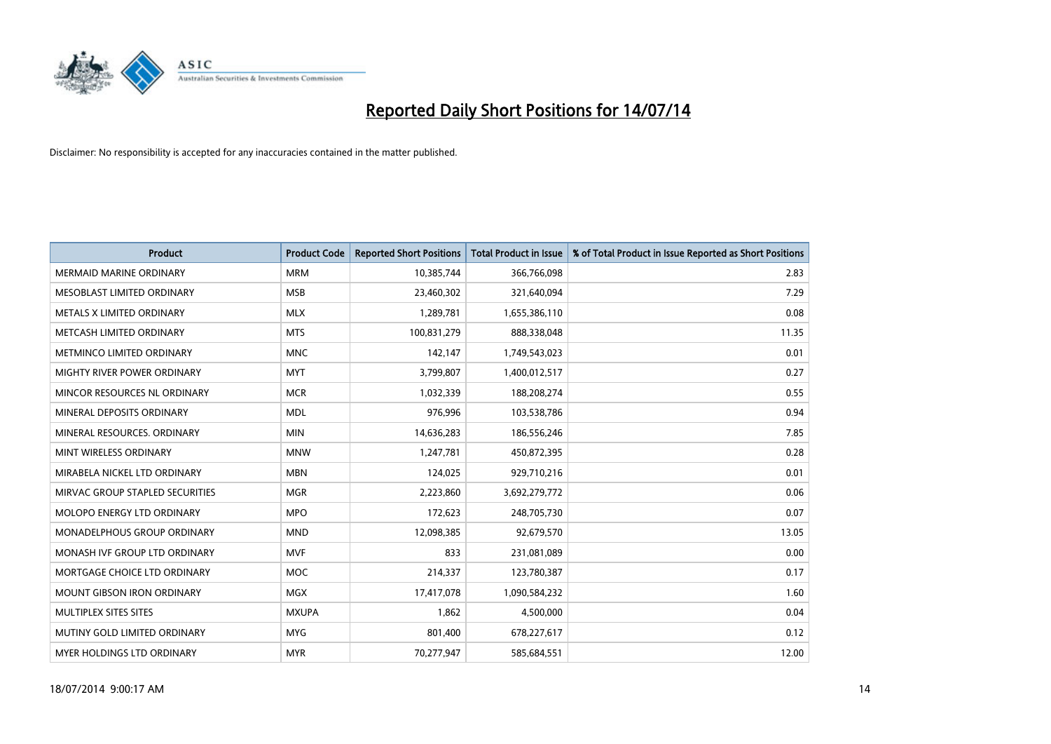# Reported Daily Short Positions for 14/07/14

Disclaimer: No responsibility is accepted for any inaccuracies contained in the matter published.

| Product | Product Code | Reported Short Positions | Total Product in Issue | % of Total Product in Issue Reported as Short Positions |
| --- | --- | --- | --- | --- |
| MERMAID MARINE ORDINARY | MRM | 10,385,744 | 366,766,098 | 2.83 |
| MESOBLAST LIMITED ORDINARY | MSB | 23,460,302 | 321,640,094 | 7.29 |
| METALS X LIMITED ORDINARY | MLX | 1,289,781 | 1,655,386,110 | 0.08 |
| METCASH LIMITED ORDINARY | MTS | 100,831,279 | 888,338,048 | 11.35 |
| METMINCO LIMITED ORDINARY | MNC | 142,147 | 1,749,543,023 | 0.01 |
| MIGHTY RIVER POWER ORDINARY | MYT | 3,799,807 | 1,400,012,517 | 0.27 |
| MINCOR RESOURCES NL ORDINARY | MCR | 1,032,339 | 188,208,274 | 0.55 |
| MINERAL DEPOSITS ORDINARY | MDL | 976,996 | 103,538,786 | 0.94 |
| MINERAL RESOURCES. ORDINARY | MIN | 14,636,283 | 186,556,246 | 7.85 |
| MINT WIRELESS ORDINARY | MNW | 1,247,781 | 450,872,395 | 0.28 |
| MIRABELA NICKEL LTD ORDINARY | MBN | 124,025 | 929,710,216 | 0.01 |
| MIRVAC GROUP STAPLED SECURITIES | MGR | 2,223,860 | 3,692,279,772 | 0.06 |
| MOLOPO ENERGY LTD ORDINARY | MPO | 172,623 | 248,705,730 | 0.07 |
| MONADELPHOUS GROUP ORDINARY | MND | 12,098,385 | 92,679,570 | 13.05 |
| MONASH IVF GROUP LTD ORDINARY | MVF | 833 | 231,081,089 | 0.00 |
| MORTGAGE CHOICE LTD ORDINARY | MOC | 214,337 | 123,780,387 | 0.17 |
| MOUNT GIBSON IRON ORDINARY | MGX | 17,417,078 | 1,090,584,232 | 1.60 |
| MULTIPLEX SITES SITES | MXUPA | 1,862 | 4,500,000 | 0.04 |
| MUTINY GOLD LIMITED ORDINARY | MYG | 801,400 | 678,227,617 | 0.12 |
| MYER HOLDINGS LTD ORDINARY | MYR | 70,277,947 | 585,684,551 | 12.00 |

18/07/2014 9:00:17 AM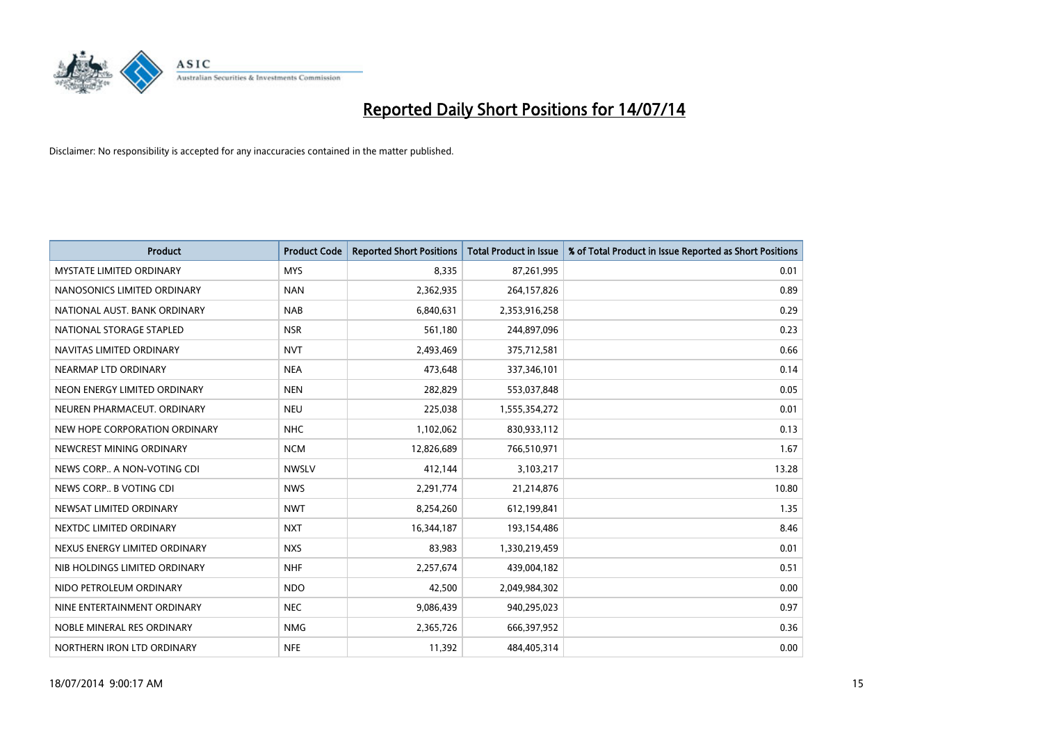# Reported Daily Short Positions for 14/07/14

Disclaimer: No responsibility is accepted for any inaccuracies contained in the matter published.

| Product | Product Code | Reported Short Positions | Total Product in Issue | % of Total Product in Issue Reported as Short Positions |
|---|---|---|---|---|
| MYSTATE LIMITED ORDINARY | MYS | 8,335 | 87,261,995 | 0.01 |
| NANOSONICS LIMITED ORDINARY | NAN | 2,362,935 | 264,157,826 | 0.89 |
| NATIONAL AUST. BANK ORDINARY | NAB | 6,840,631 | 2,353,916,258 | 0.29 |
| NATIONAL STORAGE STAPLED | NSR | 561,180 | 244,897,096 | 0.23 |
| NAVITAS LIMITED ORDINARY | NVT | 2,493,469 | 375,712,581 | 0.66 |
| NEARMAP LTD ORDINARY | NEA | 473,648 | 337,346,101 | 0.14 |
| NEON ENERGY LIMITED ORDINARY | NEN | 282,829 | 553,037,848 | 0.05 |
| NEUREN PHARMACEUT. ORDINARY | NEU | 225,038 | 1,555,354,272 | 0.01 |
| NEW HOPE CORPORATION ORDINARY | NHC | 1,102,062 | 830,933,112 | 0.13 |
| NEWCREST MINING ORDINARY | NCM | 12,826,689 | 766,510,971 | 1.67 |
| NEWS CORP.. A NON-VOTING CDI | NWSLV | 412,144 | 3,103,217 | 13.28 |
| NEWS CORP.. B VOTING CDI | NWS | 2,291,774 | 21,214,876 | 10.80 |
| NEWSAT LIMITED ORDINARY | NWT | 8,254,260 | 612,199,841 | 1.35 |
| NEXTDC LIMITED ORDINARY | NXT | 16,344,187 | 193,154,486 | 8.46 |
| NEXUS ENERGY LIMITED ORDINARY | NXS | 83,983 | 1,330,219,459 | 0.01 |
| NIB HOLDINGS LIMITED ORDINARY | NHF | 2,257,674 | 439,004,182 | 0.51 |
| NIDO PETROLEUM ORDINARY | NDO | 42,500 | 2,049,984,302 | 0.00 |
| NINE ENTERTAINMENT ORDINARY | NEC | 9,086,439 | 940,295,023 | 0.97 |
| NOBLE MINERAL RES ORDINARY | NMG | 2,365,726 | 666,397,952 | 0.36 |
| NORTHERN IRON LTD ORDINARY | NFE | 11,392 | 484,405,314 | 0.00 |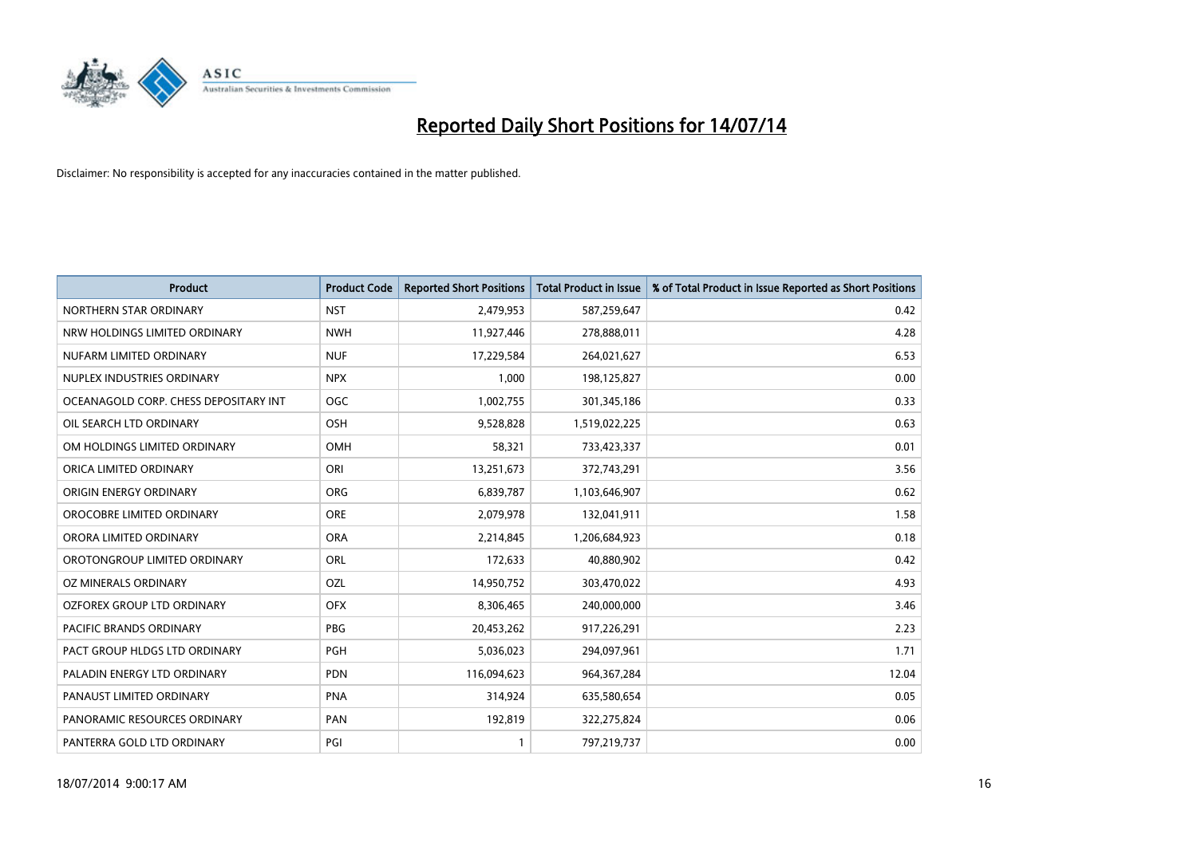# Reported Daily Short Positions for 14/07/14

Disclaimer: No responsibility is accepted for any inaccuracies contained in the matter published.

| Product | Product Code | Reported Short Positions | Total Product in Issue | % of Total Product in Issue Reported as Short Positions |
|---|---|---|---|---|
| NORTHERN STAR ORDINARY | NST | 2,479,953 | 587,259,647 | 0.42 |
| NRW HOLDINGS LIMITED ORDINARY | NWH | 11,927,446 | 278,888,011 | 4.28 |
| NUFARM LIMITED ORDINARY | NUF | 17,229,584 | 264,021,627 | 6.53 |
| NUPLEX INDUSTRIES ORDINARY | NPX | 1,000 | 198,125,827 | 0.00 |
| OCEANAGOLD CORP. CHESS DEPOSITARY INT | OGC | 1,002,755 | 301,345,186 | 0.33 |
| OIL SEARCH LTD ORDINARY | OSH | 9,528,828 | 1,519,022,225 | 0.63 |
| OM HOLDINGS LIMITED ORDINARY | OMH | 58,321 | 733,423,337 | 0.01 |
| ORICA LIMITED ORDINARY | ORI | 13,251,673 | 372,743,291 | 3.56 |
| ORIGIN ENERGY ORDINARY | ORG | 6,839,787 | 1,103,646,907 | 0.62 |
| OROCOBRE LIMITED ORDINARY | ORE | 2,079,978 | 132,041,911 | 1.58 |
| ORORA LIMITED ORDINARY | ORA | 2,214,845 | 1,206,684,923 | 0.18 |
| OROTONGROUP LIMITED ORDINARY | ORL | 172,633 | 40,880,902 | 0.42 |
| OZ MINERALS ORDINARY | OZL | 14,950,752 | 303,470,022 | 4.93 |
| OZFOREX GROUP LTD ORDINARY | OFX | 8,306,465 | 240,000,000 | 3.46 |
| PACIFIC BRANDS ORDINARY | PBG | 20,453,262 | 917,226,291 | 2.23 |
| PACT GROUP HLDGS LTD ORDINARY | PGH | 5,036,023 | 294,097,961 | 1.71 |
| PALADIN ENERGY LTD ORDINARY | PDN | 116,094,623 | 964,367,284 | 12.04 |
| PANAUST LIMITED ORDINARY | PNA | 314,924 | 635,580,654 | 0.05 |
| PANORAMIC RESOURCES ORDINARY | PAN | 192,819 | 322,275,824 | 0.06 |
| PANTERRA GOLD LTD ORDINARY | PGI | 1 | 797,219,737 | 0.00 |

18/07/2014 9:00:17 AM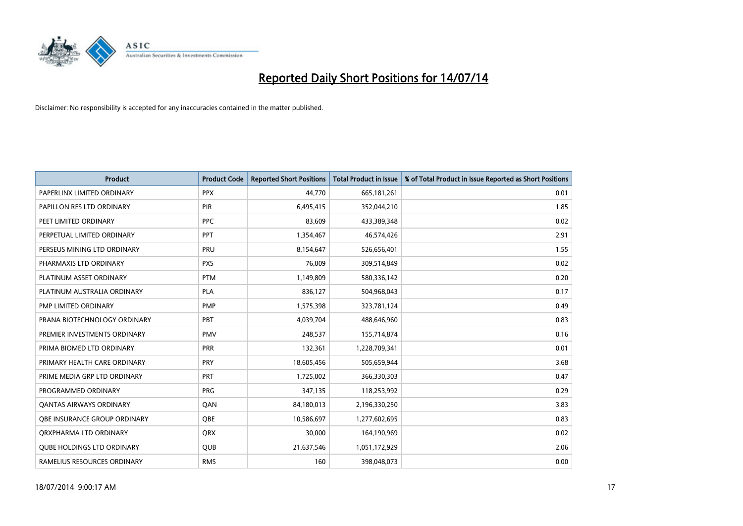# Reported Daily Short Positions for 14/07/14

Disclaimer: No responsibility is accepted for any inaccuracies contained in the matter published.

| Product | Product Code | Reported Short Positions | Total Product in Issue | % of Total Product in Issue Reported as Short Positions |
|---|---|---|---|---|
| PAPERLINX LIMITED ORDINARY | PPX | 44,770 | 665,181,261 | 0.01 |
| PAPILLON RES LTD ORDINARY | PIR | 6,495,415 | 352,044,210 | 1.85 |
| PEET LIMITED ORDINARY | PPC | 83,609 | 433,389,348 | 0.02 |
| PERPETUAL LIMITED ORDINARY | PPT | 1,354,467 | 46,574,426 | 2.91 |
| PERSEUS MINING LTD ORDINARY | PRU | 8,154,647 | 526,656,401 | 1.55 |
| PHARMAXIS LTD ORDINARY | PXS | 76,009 | 309,514,849 | 0.02 |
| PLATINUM ASSET ORDINARY | PTM | 1,149,809 | 580,336,142 | 0.20 |
| PLATINUM AUSTRALIA ORDINARY | PLA | 836,127 | 504,968,043 | 0.17 |
| PMP LIMITED ORDINARY | PMP | 1,575,398 | 323,781,124 | 0.49 |
| PRANA BIOTECHNOLOGY ORDINARY | PBT | 4,039,704 | 488,646,960 | 0.83 |
| PREMIER INVESTMENTS ORDINARY | PMV | 248,537 | 155,714,874 | 0.16 |
| PRIMA BIOMED LTD ORDINARY | PRR | 132,361 | 1,228,709,341 | 0.01 |
| PRIMARY HEALTH CARE ORDINARY | PRY | 18,605,456 | 505,659,944 | 3.68 |
| PRIME MEDIA GRP LTD ORDINARY | PRT | 1,725,002 | 366,330,303 | 0.47 |
| PROGRAMMED ORDINARY | PRG | 347,135 | 118,253,992 | 0.29 |
| QANTAS AIRWAYS ORDINARY | QAN | 84,180,013 | 2,196,330,250 | 3.83 |
| QBE INSURANCE GROUP ORDINARY | QBE | 10,586,697 | 1,277,602,695 | 0.83 |
| QRXPHARMA LTD ORDINARY | QRX | 30,000 | 164,190,969 | 0.02 |
| QUBE HOLDINGS LTD ORDINARY | QUB | 21,637,546 | 1,051,172,929 | 2.06 |
| RAMELIUS RESOURCES ORDINARY | RMS | 160 | 398,048,073 | 0.00 |

18/07/2014 9:00:17 AM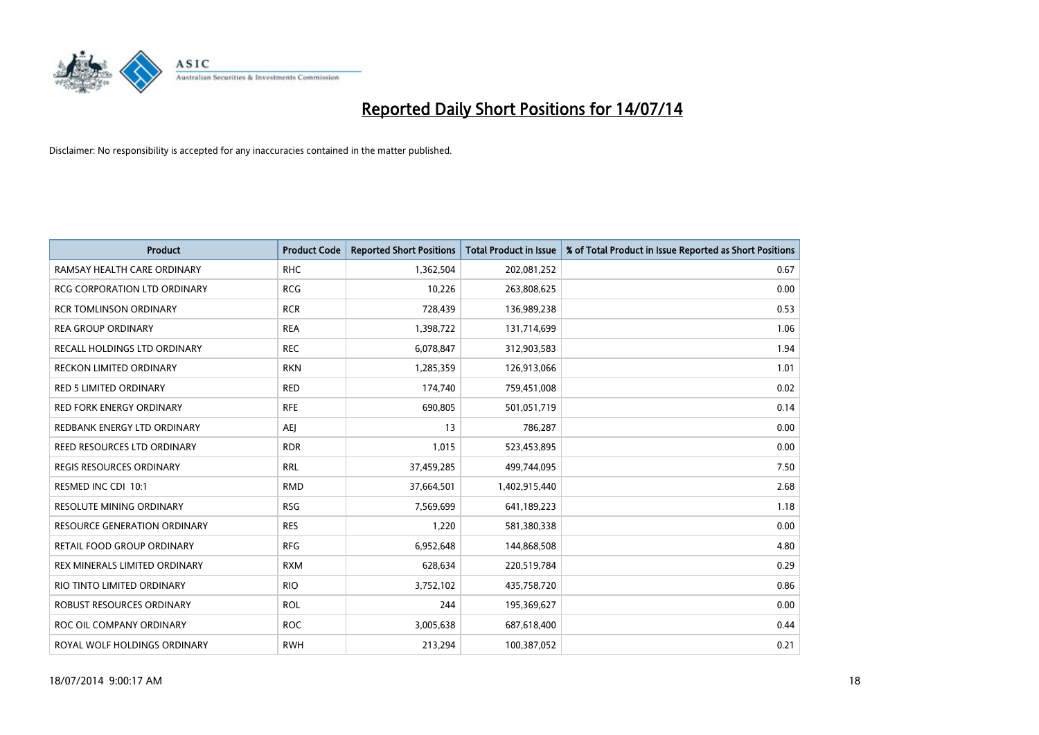# Reported Daily Short Positions for 14/07/14

Disclaimer: No responsibility is accepted for any inaccuracies contained in the matter published.

| Product | Product Code | Reported Short Positions | Total Product in Issue | % of Total Product in Issue Reported as Short Positions |
|---|---|---|---|---|
| RAMSAY HEALTH CARE ORDINARY | RHC | 1,362,504 | 202,081,252 | 0.67 |
| RCG CORPORATION LTD ORDINARY | RCG | 10,226 | 263,808,625 | 0.00 |
| RCR TOMLINSON ORDINARY | RCR | 728,439 | 136,989,238 | 0.53 |
| REA GROUP ORDINARY | REA | 1,398,722 | 131,714,699 | 1.06 |
| RECALL HOLDINGS LTD ORDINARY | REC | 6,078,847 | 312,903,583 | 1.94 |
| RECKON LIMITED ORDINARY | RKN | 1,285,359 | 126,913,066 | 1.01 |
| RED 5 LIMITED ORDINARY | RED | 174,740 | 759,451,008 | 0.02 |
| RED FORK ENERGY ORDINARY | RFE | 690,805 | 501,051,719 | 0.14 |
| REDBANK ENERGY LTD ORDINARY | AEJ | 13 | 786,287 | 0.00 |
| REED RESOURCES LTD ORDINARY | RDR | 1,015 | 523,453,895 | 0.00 |
| REGIS RESOURCES ORDINARY | RRL | 37,459,285 | 499,744,095 | 7.50 |
| RESMED INC CDI 10:1 | RMD | 37,664,501 | 1,402,915,440 | 2.68 |
| RESOLUTE MINING ORDINARY | RSG | 7,569,699 | 641,189,223 | 1.18 |
| RESOURCE GENERATION ORDINARY | RES | 1,220 | 581,380,338 | 0.00 |
| RETAIL FOOD GROUP ORDINARY | RFG | 6,952,648 | 144,868,508 | 4.80 |
| REX MINERALS LIMITED ORDINARY | RXM | 628,634 | 220,519,784 | 0.29 |
| RIO TINTO LIMITED ORDINARY | RIO | 3,752,102 | 435,758,720 | 0.86 |
| ROBUST RESOURCES ORDINARY | ROL | 244 | 195,369,627 | 0.00 |
| ROC OIL COMPANY ORDINARY | ROC | 3,005,638 | 687,618,400 | 0.44 |
| ROYAL WOLF HOLDINGS ORDINARY | RWH | 213,294 | 100,387,052 | 0.21 |

18/07/2014 9:00:17 AM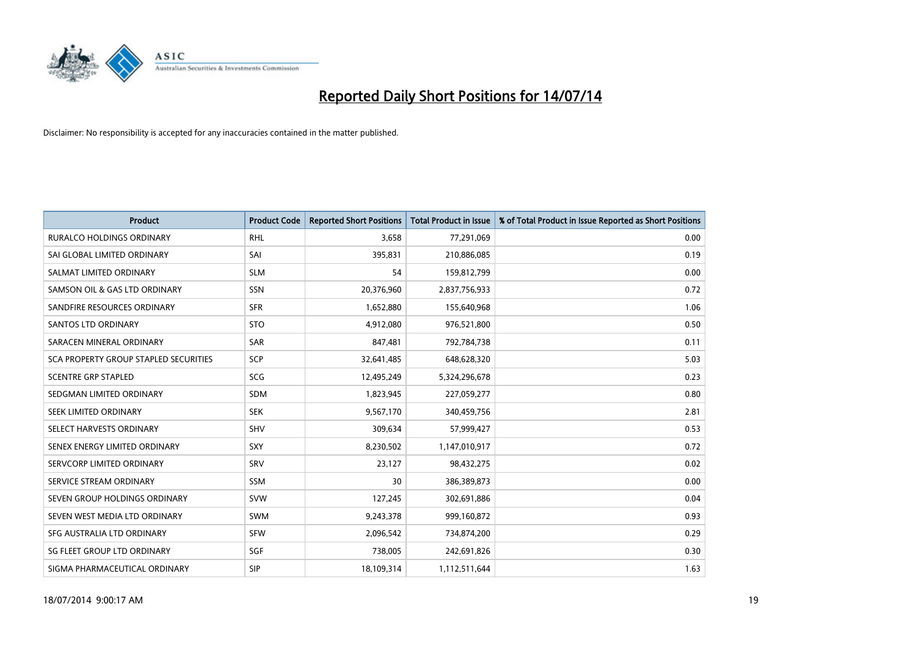# Reported Daily Short Positions for 14/07/14

Disclaimer: No responsibility is accepted for any inaccuracies contained in the matter published.

| Product | Product Code | Reported Short Positions | Total Product in Issue | % of Total Product in Issue Reported as Short Positions |
|---|---|---|---|---|
| RURALCO HOLDINGS ORDINARY | RHL | 3,658 | 77,291,069 | 0.00 |
| SAI GLOBAL LIMITED ORDINARY | SAI | 395,831 | 210,886,085 | 0.19 |
| SALMAT LIMITED ORDINARY | SLM | 54 | 159,812,799 | 0.00 |
| SAMSON OIL & GAS LTD ORDINARY | SSN | 20,376,960 | 2,837,756,933 | 0.72 |
| SANDFIRE RESOURCES ORDINARY | SFR | 1,652,880 | 155,640,968 | 1.06 |
| SANTOS LTD ORDINARY | STO | 4,912,080 | 976,521,800 | 0.50 |
| SARACEN MINERAL ORDINARY | SAR | 847,481 | 792,784,738 | 0.11 |
| SCA PROPERTY GROUP STAPLED SECURITIES | SCP | 32,641,485 | 648,628,320 | 5.03 |
| SCENTRE GRP STAPLED | SCG | 12,495,249 | 5,324,296,678 | 0.23 |
| SEDGMAN LIMITED ORDINARY | SDM | 1,823,945 | 227,059,277 | 0.80 |
| SEEK LIMITED ORDINARY | SEK | 9,567,170 | 340,459,756 | 2.81 |
| SELECT HARVESTS ORDINARY | SHV | 309,634 | 57,999,427 | 0.53 |
| SENEX ENERGY LIMITED ORDINARY | SXY | 8,230,502 | 1,147,010,917 | 0.72 |
| SERVCORP LIMITED ORDINARY | SRV | 23,127 | 98,432,275 | 0.02 |
| SERVICE STREAM ORDINARY | SSM | 30 | 386,389,873 | 0.00 |
| SEVEN GROUP HOLDINGS ORDINARY | SVW | 127,245 | 302,691,886 | 0.04 |
| SEVEN WEST MEDIA LTD ORDINARY | SWM | 9,243,378 | 999,160,872 | 0.93 |
| SFG AUSTRALIA LTD ORDINARY | SFW | 2,096,542 | 734,874,200 | 0.29 |
| SG FLEET GROUP LTD ORDINARY | SGF | 738,005 | 242,691,826 | 0.30 |
| SIGMA PHARMACEUTICAL ORDINARY | SIP | 18,109,314 | 1,112,511,644 | 1.63 |

18/07/2014 9:00:17 AM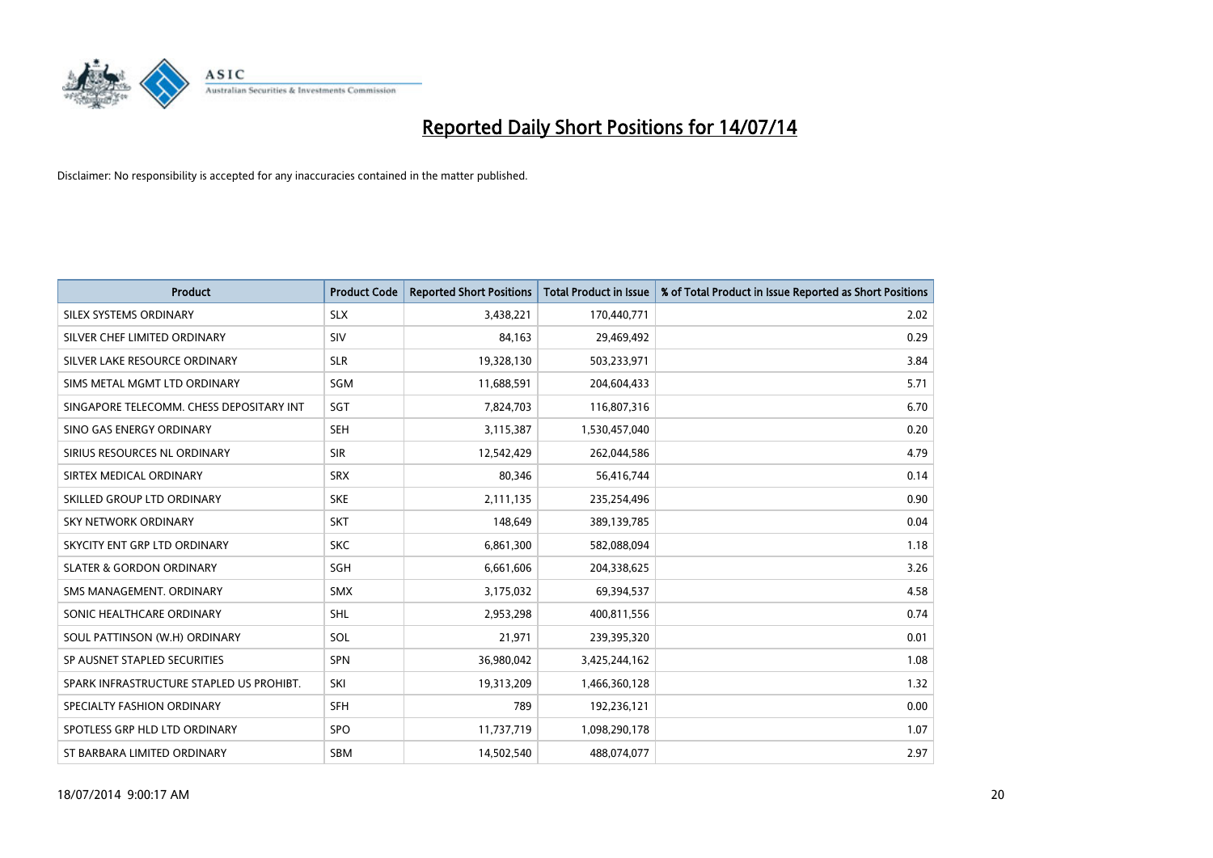# Reported Daily Short Positions for 14/07/14

Disclaimer: No responsibility is accepted for any inaccuracies contained in the matter published.

| Product | Product Code | Reported Short Positions | Total Product in Issue | % of Total Product in Issue Reported as Short Positions |
|---|---|---|---|---|
| SILEX SYSTEMS ORDINARY | SLX | 3,438,221 | 170,440,771 | 2.02 |
| SILVER CHEF LIMITED ORDINARY | SIV | 84,163 | 29,469,492 | 0.29 |
| SILVER LAKE RESOURCE ORDINARY | SLR | 19,328,130 | 503,233,971 | 3.84 |
| SIMS METAL MGMT LTD ORDINARY | SGM | 11,688,591 | 204,604,433 | 5.71 |
| SINGAPORE TELECOMM. CHESS DEPOSITARY INT | SGT | 7,824,703 | 116,807,316 | 6.70 |
| SINO GAS ENERGY ORDINARY | SEH | 3,115,387 | 1,530,457,040 | 0.20 |
| SIRIUS RESOURCES NL ORDINARY | SIR | 12,542,429 | 262,044,586 | 4.79 |
| SIRTEX MEDICAL ORDINARY | SRX | 80,346 | 56,416,744 | 0.14 |
| SKILLED GROUP LTD ORDINARY | SKE | 2,111,135 | 235,254,496 | 0.90 |
| SKY NETWORK ORDINARY | SKT | 148,649 | 389,139,785 | 0.04 |
| SKYCITY ENT GRP LTD ORDINARY | SKC | 6,861,300 | 582,088,094 | 1.18 |
| SLATER & GORDON ORDINARY | SGH | 6,661,606 | 204,338,625 | 3.26 |
| SMS MANAGEMENT. ORDINARY | SMX | 3,175,032 | 69,394,537 | 4.58 |
| SONIC HEALTHCARE ORDINARY | SHL | 2,953,298 | 400,811,556 | 0.74 |
| SOUL PATTINSON (W.H) ORDINARY | SOL | 21,971 | 239,395,320 | 0.01 |
| SP AUSNET STAPLED SECURITIES | SPN | 36,980,042 | 3,425,244,162 | 1.08 |
| SPARK INFRASTRUCTURE STAPLED US PROHIBT. | SKI | 19,313,209 | 1,466,360,128 | 1.32 |
| SPECIALTY FASHION ORDINARY | SFH | 789 | 192,236,121 | 0.00 |
| SPOTLESS GRP HLD LTD ORDINARY | SPO | 11,737,719 | 1,098,290,178 | 1.07 |
| ST BARBARA LIMITED ORDINARY | SBM | 14,502,540 | 488,074,077 | 2.97 |

18/07/2014 9:00:17 AM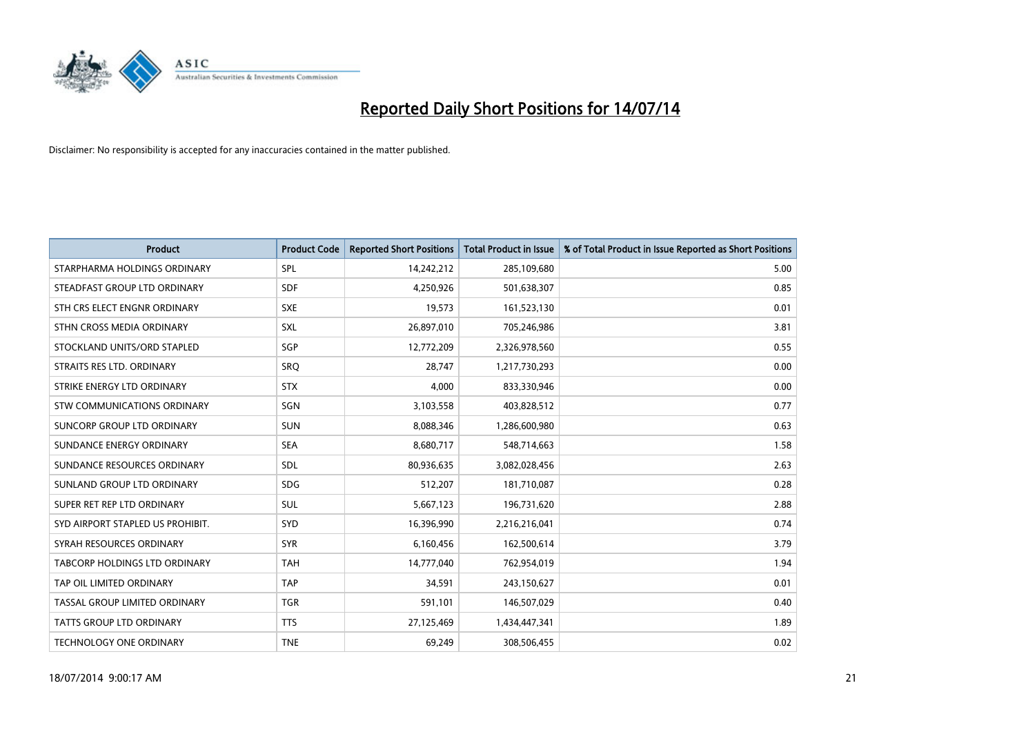# Reported Daily Short Positions for 14/07/14

Disclaimer: No responsibility is accepted for any inaccuracies contained in the matter published.

| Product | Product Code | Reported Short Positions | Total Product in Issue | % of Total Product in Issue Reported as Short Positions |
|---|---|---|---|---|
| STARPHARMA HOLDINGS ORDINARY | SPL | 14,242,212 | 285,109,680 | 5.00 |
| STEADFAST GROUP LTD ORDINARY | SDF | 4,250,926 | 501,638,307 | 0.85 |
| STH CRS ELECT ENGNR ORDINARY | SXE | 19,573 | 161,523,130 | 0.01 |
| STHN CROSS MEDIA ORDINARY | SXL | 26,897,010 | 705,246,986 | 3.81 |
| STOCKLAND UNITS/ORD STAPLED | SGP | 12,772,209 | 2,326,978,560 | 0.55 |
| STRAITS RES LTD. ORDINARY | SRQ | 28,747 | 1,217,730,293 | 0.00 |
| STRIKE ENERGY LTD ORDINARY | STX | 4,000 | 833,330,946 | 0.00 |
| STW COMMUNICATIONS ORDINARY | SGN | 3,103,558 | 403,828,512 | 0.77 |
| SUNCORP GROUP LTD ORDINARY | SUN | 8,088,346 | 1,286,600,980 | 0.63 |
| SUNDANCE ENERGY ORDINARY | SEA | 8,680,717 | 548,714,663 | 1.58 |
| SUNDANCE RESOURCES ORDINARY | SDL | 80,936,635 | 3,082,028,456 | 2.63 |
| SUNLAND GROUP LTD ORDINARY | SDG | 512,207 | 181,710,087 | 0.28 |
| SUPER RET REP LTD ORDINARY | SUL | 5,667,123 | 196,731,620 | 2.88 |
| SYD AIRPORT STAPLED US PROHIBIT. | SYD | 16,396,990 | 2,216,216,041 | 0.74 |
| SYRAH RESOURCES ORDINARY | SYR | 6,160,456 | 162,500,614 | 3.79 |
| TABCORP HOLDINGS LTD ORDINARY | TAH | 14,777,040 | 762,954,019 | 1.94 |
| TAP OIL LIMITED ORDINARY | TAP | 34,591 | 243,150,627 | 0.01 |
| TASSAL GROUP LIMITED ORDINARY | TGR | 591,101 | 146,507,029 | 0.40 |
| TATTS GROUP LTD ORDINARY | TTS | 27,125,469 | 1,434,447,341 | 1.89 |
| TECHNOLOGY ONE ORDINARY | TNE | 69,249 | 308,506,455 | 0.02 |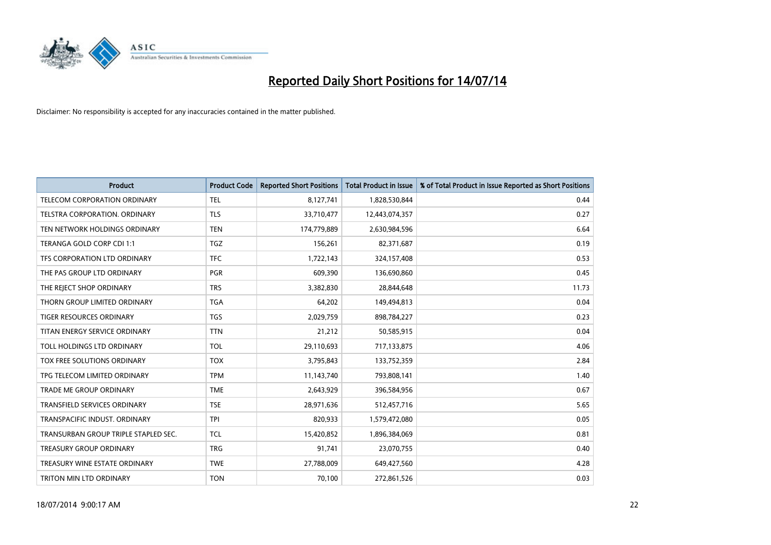# Reported Daily Short Positions for 14/07/14

Disclaimer: No responsibility is accepted for any inaccuracies contained in the matter published.

| Product | Product Code | Reported Short Positions | Total Product in Issue | % of Total Product in Issue Reported as Short Positions |
|---|---|---|---|---|
| TELECOM CORPORATION ORDINARY | TEL | 8,127,741 | 1,828,530,844 | 0.44 |
| TELSTRA CORPORATION. ORDINARY | TLS | 33,710,477 | 12,443,074,357 | 0.27 |
| TEN NETWORK HOLDINGS ORDINARY | TEN | 174,779,889 | 2,630,984,596 | 6.64 |
| TERANGA GOLD CORP CDI 1:1 | TGZ | 156,261 | 82,371,687 | 0.19 |
| TFS CORPORATION LTD ORDINARY | TFC | 1,722,143 | 324,157,408 | 0.53 |
| THE PAS GROUP LTD ORDINARY | PGR | 609,390 | 136,690,860 | 0.45 |
| THE REJECT SHOP ORDINARY | TRS | 3,382,830 | 28,844,648 | 11.73 |
| THORN GROUP LIMITED ORDINARY | TGA | 64,202 | 149,494,813 | 0.04 |
| TIGER RESOURCES ORDINARY | TGS | 2,029,759 | 898,784,227 | 0.23 |
| TITAN ENERGY SERVICE ORDINARY | TTN | 21,212 | 50,585,915 | 0.04 |
| TOLL HOLDINGS LTD ORDINARY | TOL | 29,110,693 | 717,133,875 | 4.06 |
| TOX FREE SOLUTIONS ORDINARY | TOX | 3,795,843 | 133,752,359 | 2.84 |
| TPG TELECOM LIMITED ORDINARY | TPM | 11,143,740 | 793,808,141 | 1.40 |
| TRADE ME GROUP ORDINARY | TME | 2,643,929 | 396,584,956 | 0.67 |
| TRANSFIELD SERVICES ORDINARY | TSE | 28,971,636 | 512,457,716 | 5.65 |
| TRANSPACIFIC INDUST. ORDINARY | TPI | 820,933 | 1,579,472,080 | 0.05 |
| TRANSURBAN GROUP TRIPLE STAPLED SEC. | TCL | 15,420,852 | 1,896,384,069 | 0.81 |
| TREASURY GROUP ORDINARY | TRG | 91,741 | 23,070,755 | 0.40 |
| TREASURY WINE ESTATE ORDINARY | TWE | 27,788,009 | 649,427,560 | 4.28 |
| TRITON MIN LTD ORDINARY | TON | 70,100 | 272,861,526 | 0.03 |

18/07/2014 9:00:17 AM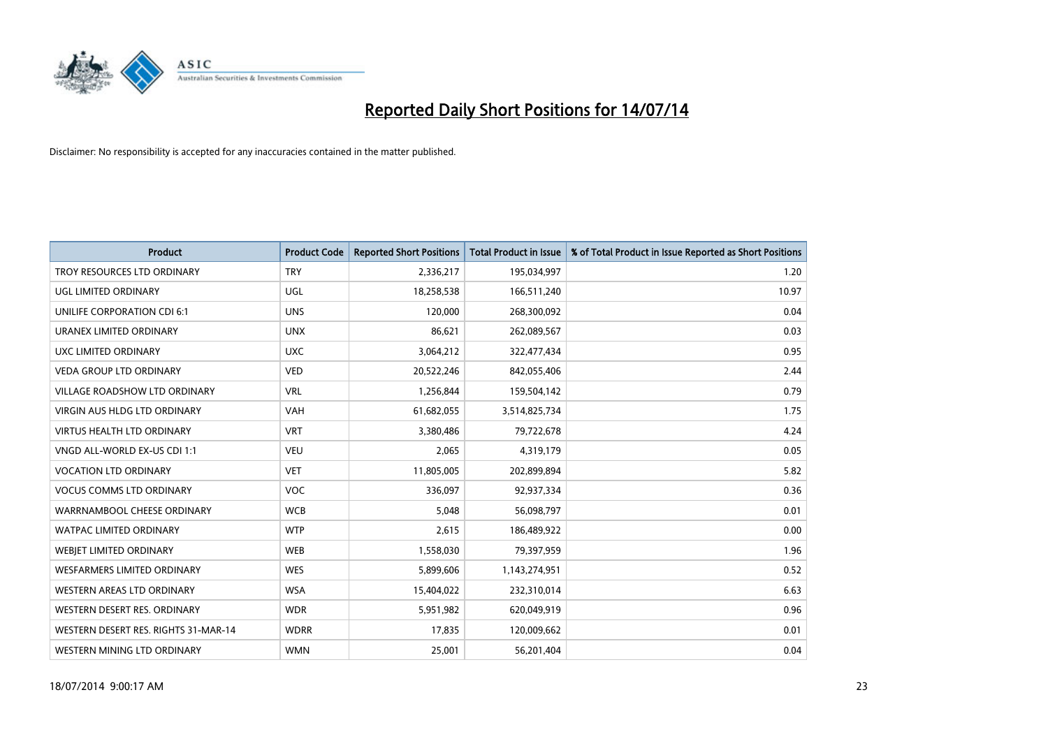# Reported Daily Short Positions for 14/07/14

Disclaimer: No responsibility is accepted for any inaccuracies contained in the matter published.

| Product | Product Code | Reported Short Positions | Total Product in Issue | % of Total Product in Issue Reported as Short Positions |
|---|---|---|---|---|
| TROY RESOURCES LTD ORDINARY | TRY | 2,336,217 | 195,034,997 | 1.20 |
| UGL LIMITED ORDINARY | UGL | 18,258,538 | 166,511,240 | 10.97 |
| UNILIFE CORPORATION CDI 6:1 | UNS | 120,000 | 268,300,092 | 0.04 |
| URANEX LIMITED ORDINARY | UNX | 86,621 | 262,089,567 | 0.03 |
| UXC LIMITED ORDINARY | UXC | 3,064,212 | 322,477,434 | 0.95 |
| VEDA GROUP LTD ORDINARY | VED | 20,522,246 | 842,055,406 | 2.44 |
| VILLAGE ROADSHOW LTD ORDINARY | VRL | 1,256,844 | 159,504,142 | 0.79 |
| VIRGIN AUS HLDG LTD ORDINARY | VAH | 61,682,055 | 3,514,825,734 | 1.75 |
| VIRTUS HEALTH LTD ORDINARY | VRT | 3,380,486 | 79,722,678 | 4.24 |
| VNGD ALL-WORLD EX-US CDI 1:1 | VEU | 2,065 | 4,319,179 | 0.05 |
| VOCATION LTD ORDINARY | VET | 11,805,005 | 202,899,894 | 5.82 |
| VOCUS COMMS LTD ORDINARY | VOC | 336,097 | 92,937,334 | 0.36 |
| WARRNAMBOOL CHEESE ORDINARY | WCB | 5,048 | 56,098,797 | 0.01 |
| WATPAC LIMITED ORDINARY | WTP | 2,615 | 186,489,922 | 0.00 |
| WEBJET LIMITED ORDINARY | WEB | 1,558,030 | 79,397,959 | 1.96 |
| WESFARMERS LIMITED ORDINARY | WES | 5,899,606 | 1,143,274,951 | 0.52 |
| WESTERN AREAS LTD ORDINARY | WSA | 15,404,022 | 232,310,014 | 6.63 |
| WESTERN DESERT RES. ORDINARY | WDR | 5,951,982 | 620,049,919 | 0.96 |
| WESTERN DESERT RES. RIGHTS 31-MAR-14 | WDRR | 17,835 | 120,009,662 | 0.01 |
| WESTERN MINING LTD ORDINARY | WMN | 25,001 | 56,201,404 | 0.04 |

18/07/2014 9:00:17 AM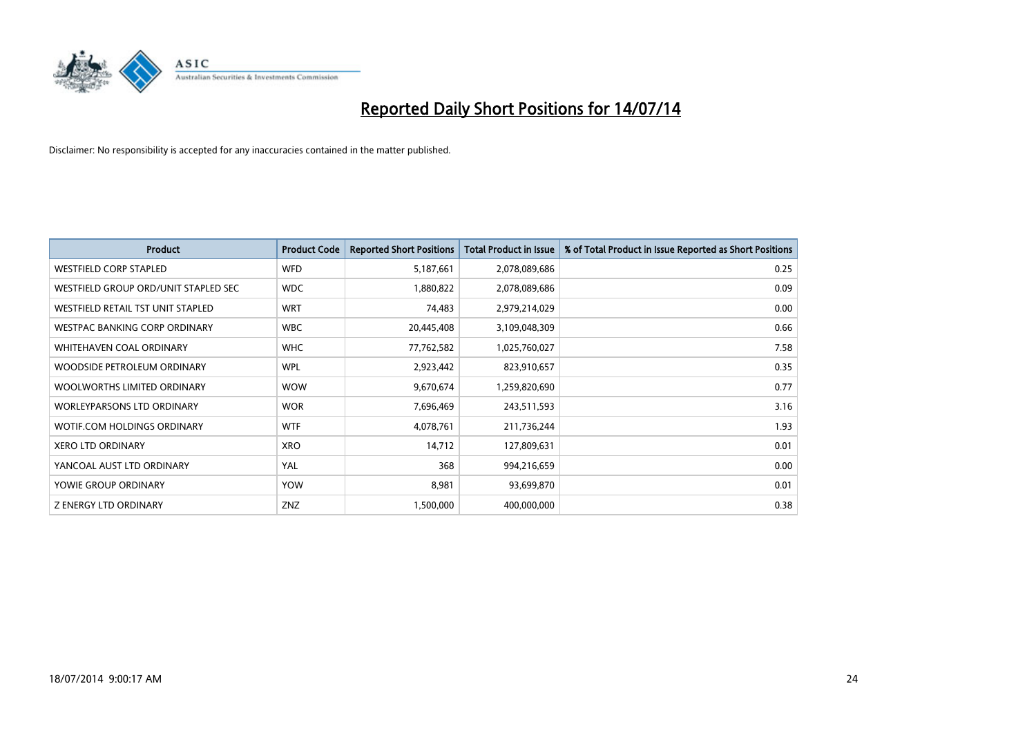# Reported Daily Short Positions for 14/07/14

Disclaimer: No responsibility is accepted for any inaccuracies contained in the matter published.

| Product | Product Code | Reported Short Positions | Total Product in Issue | % of Total Product in Issue Reported as Short Positions |
|---|---|---|---|---|
| WESTFIELD CORP STAPLED | WFD | 5,187,661 | 2,078,089,686 | 0.25 |
| WESTFIELD GROUP ORD/UNIT STAPLED SEC | WDC | 1,880,822 | 2,078,089,686 | 0.09 |
| WESTFIELD RETAIL TST UNIT STAPLED | WRT | 74,483 | 2,979,214,029 | 0.00 |
| WESTPAC BANKING CORP ORDINARY | WBC | 20,445,408 | 3,109,048,309 | 0.66 |
| WHITEHAVEN COAL ORDINARY | WHC | 77,762,582 | 1,025,760,027 | 7.58 |
| WOODSIDE PETROLEUM ORDINARY | WPL | 2,923,442 | 823,910,657 | 0.35 |
| WOOLWORTHS LIMITED ORDINARY | WOW | 9,670,674 | 1,259,820,690 | 0.77 |
| WORLEYPARSONS LTD ORDINARY | WOR | 7,696,469 | 243,511,593 | 3.16 |
| WOTIF.COM HOLDINGS ORDINARY | WTF | 4,078,761 | 211,736,244 | 1.93 |
| XERO LTD ORDINARY | XRO | 14,712 | 127,809,631 | 0.01 |
| YANCOAL AUST LTD ORDINARY | YAL | 368 | 994,216,659 | 0.00 |
| YOWIE GROUP ORDINARY | YOW | 8,981 | 93,699,870 | 0.01 |
| Z ENERGY LTD ORDINARY | ZNZ | 1,500,000 | 400,000,000 | 0.38 |

18/07/2014 9:00:17 AM